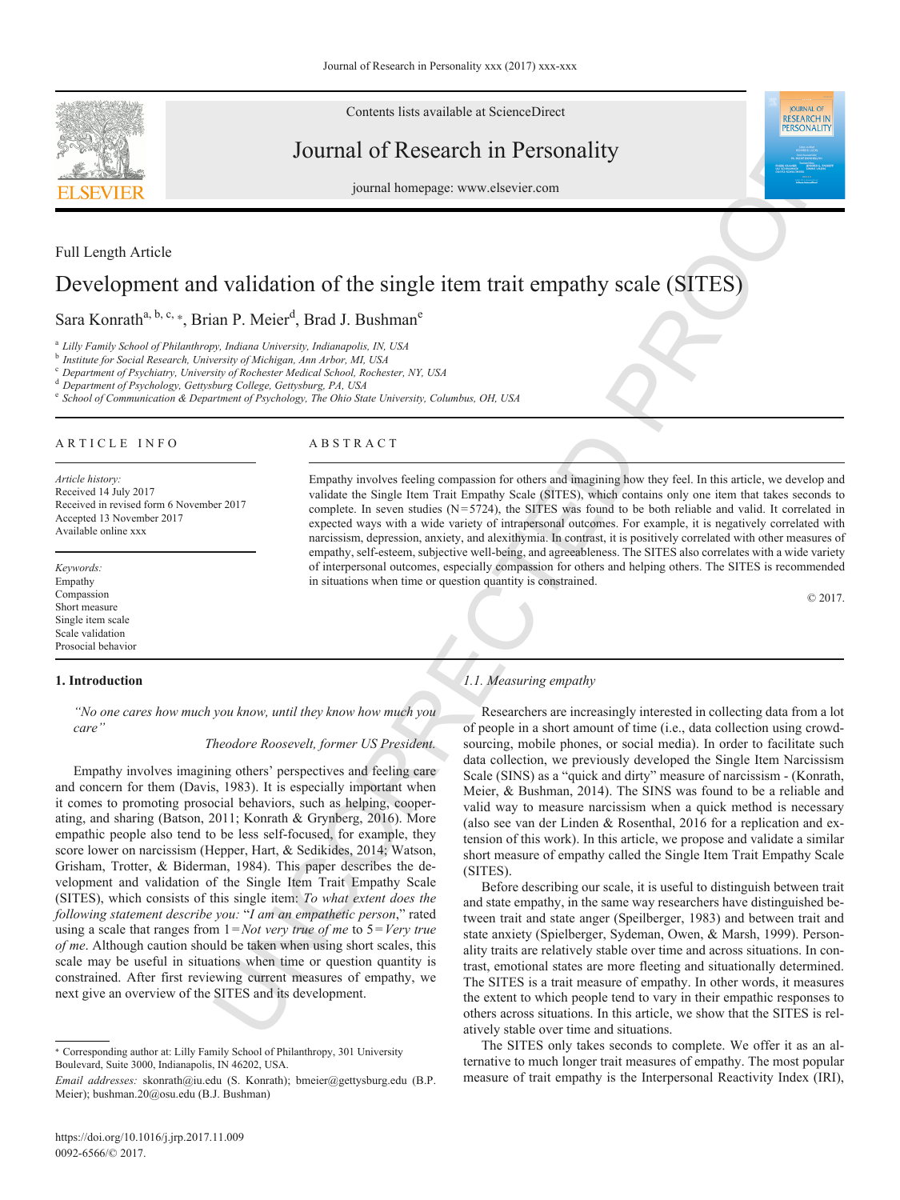Full Length Article

# Development and validation of the single item trait empathy scale (SITES)

Sara Konrath[a, b, c, *], Brian P. Meier[d], Brad J. Bushman[e]

[a] *Lilly Family School of Philanthropy, Indiana University, Indianapolis, IN, USA*
[b] *Institute for Social Research, University of Michigan, Ann Arbor, MI, USA*
[c] *Department of Psychiatry, University of Rochester Medical School, Rochester, NY, USA*
[d] *Department of Psychology, Gettysburg College, Gettysburg, PA, USA*
[e] *School of Communication & Department of Psychology, The Ohio State University, Columbus, OH, USA*

ARTICLE INFO

*Article history:*
Received 14 July 2017
Received in revised form 6 November 2017
Accepted 13 November 2017
Available online xxx

*Keywords:*
Empathy
Compassion
Short measure
Single item scale
Scale validation
Prosocial behavior

ABSTRACT

Empathy involves feeling compassion for others and imagining how they feel. In this article, we develop and validate the Single Item Trait Empathy Scale (SITES), which contains only one item that takes seconds to complete. In seven studies (N = 5724), the SITES was found to be both reliable and valid. It correlated in expected ways with a wide variety of intrapersonal outcomes. For example, it is negatively correlated with narcissism, depression, anxiety, and alexithymia. In contrast, it is positively correlated with other measures of empathy, self-esteem, subjective well-being, and agreeableness. The SITES also correlates with a wide variety of interpersonal outcomes, especially compassion for others and helping others. The SITES is recommended in situations when time or question quantity is constrained.

© 2017.

## 1. Introduction

> *"No one cares how much you know, until they know how much you care"*
>
> *Theodore Roosevelt, former US President.*

Empathy involves imagining others' perspectives and feeling care and concern for them (Davis, 1983). It is especially important when it comes to promoting prosocial behaviors, such as helping, cooperating, and sharing (Batson, 2011; Konrath & Grynberg, 2016). More empathic people also tend to be less self-focused, for example, they score lower on narcissism (Hepper, Hart, & Sedikides, 2014; Watson, Grisham, Trotter, & Biderman, 1984). This paper describes the development and validation of the Single Item Trait Empathy Scale (SITES), which consists of this single item: *To what extent does the following statement describe you:* "*I am an empathetic person*," rated using a scale that ranges from 1 = *Not very true of me* to 5 = *Very true of me*. Although caution should be taken when using short scales, this scale may be useful in situations when time or question quantity is constrained. After first reviewing current measures of empathy, we next give an overview of the SITES and its development.

### *1.1. Measuring empathy*

Researchers are increasingly interested in collecting data from a lot of people in a short amount of time (i.e., data collection using crowdsourcing, mobile phones, or social media). In order to facilitate such data collection, we previously developed the Single Item Narcissism Scale (SINS) as a "quick and dirty" measure of narcissism - (Konrath, Meier, & Bushman, 2014). The SINS was found to be a reliable and valid way to measure narcissism when a quick method is necessary (also see van der Linden & Rosenthal, 2016 for a replication and extension of this work). In this article, we propose and validate a similar short measure of empathy called the Single Item Trait Empathy Scale (SITES).

Before describing our scale, it is useful to distinguish between trait and state empathy, in the same way researchers have distinguished between trait and state anger (Speilberger, 1983) and between trait and state anxiety (Spielberger, Sydeman, Owen, & Marsh, 1999). Personality traits are relatively stable over time and across situations. In contrast, emotional states are more fleeting and situationally determined. The SITES is a trait measure of empathy. In other words, it measures the extent to which people tend to vary in their empathic responses to others across situations. In this article, we show that the SITES is relatively stable over time and situations.

The SITES only takes seconds to complete. We offer it as an alternative to much longer trait measures of empathy. The most popular measure of trait empathy is the Interpersonal Reactivity Index (IRI),

* Corresponding author at: Lilly Family School of Philanthropy, 301 University Boulevard, Suite 3000, Indianapolis, IN 46202, USA.
*Email addresses:* skonrath@iu.edu (S. Konrath); bmeier@gettysburg.edu (B.P. Meier); bushman.20@osu.edu (B.J. Bushman)

https://doi.org/10.1016/j.jrp.2017.11.009
0092-6566/© 2017.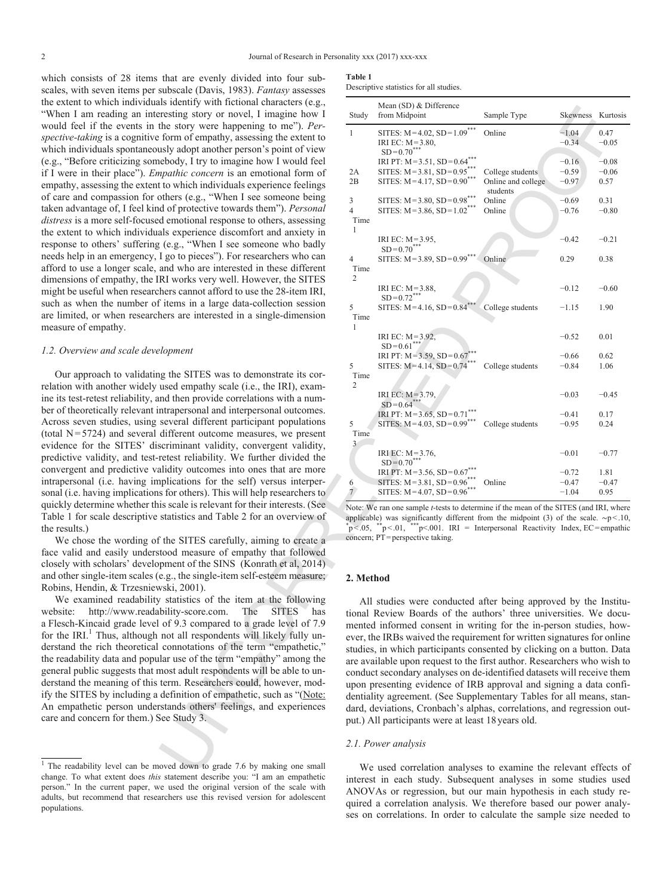which consists of 28 items that are evenly divided into four subscales, with seven items per subscale (Davis, 1983). *Fantasy* assesses the extent to which individuals identify with fictional characters (e.g., "When I am reading an interesting story or novel, I imagine how I would feel if the events in the story were happening to me"). *Perspective-taking* is a cognitive form of empathy, assessing the extent to which individuals spontaneously adopt another person's point of view (e.g., "Before criticizing somebody, I try to imagine how I would feel if I were in their place"). *Empathic concern* is an emotional form of empathy, assessing the extent to which individuals experience feelings of care and compassion for others (e.g., "When I see someone being taken advantage of, I feel kind of protective towards them"). *Personal distress* is a more self-focused emotional response to others, assessing the extent to which individuals experience discomfort and anxiety in response to others' suffering (e.g., "When I see someone who badly needs help in an emergency, I go to pieces"). For researchers who can afford to use a longer scale, and who are interested in these different dimensions of empathy, the IRI works very well. However, the SITES might be useful when researchers cannot afford to use the 28-item IRI, such as when the number of items in a large data-collection session are limited, or when researchers are interested in a single-dimension measure of empathy.

### 1.2. Overview and scale development

Our approach to validating the SITES was to demonstrate its correlation with another widely used empathy scale (i.e., the IRI), examine its test-retest reliability, and then provide correlations with a number of theoretically relevant intrapersonal and interpersonal outcomes. Across seven studies, using several different participant populations (total N = 5724) and several different outcome measures, we present evidence for the SITES' discriminant validity, convergent validity, predictive validity, and test-retest reliability. We further divided the convergent and predictive validity outcomes into ones that are more intrapersonal (i.e. having implications for the self) versus interpersonal (i.e. having implications for others). This will help researchers to quickly determine whether this scale is relevant for their interests. (See Table 1 for scale descriptive statistics and Table 2 for an overview of the results.)

We chose the wording of the SITES carefully, aiming to create a face valid and easily understood measure of empathy that followed closely with scholars' development of the SINS (Konrath et al, 2014) and other single-item scales (e.g., the single-item self-esteem measure; Robins, Hendin, & Trzesniewski, 2001).

We examined readability statistics of the item at the following website: http://www.readability-score.com. The SITES has a Flesch-Kincaid grade level of 9.3 compared to a grade level of 7.9 for the IRI.[1] Thus, although not all respondents will likely fully understand the rich theoretical connotations of the term "empathetic," the readability data and popular use of the term "empathy" among the general public suggests that most adult respondents will be able to understand the meaning of this term. Researchers could, however, modify the SITES by including a definition of empathetic, such as "(Note: An empathetic person understands others' feelings, and experiences care and concern for them.) See Study 3.

[1] The readability level can be moved down to grade 7.6 by making one small change. To what extent does *this* statement describe you: "I am an empathetic person." In the current paper, we used the original version of the scale with adults, but recommend that researchers use this revised version for adolescent populations.

**Table 1**
Descriptive statistics for all studies.

| Study | Mean (SD) & Difference from Midpoint | Sample Type | Skewness | Kurtosis |
|---|---|---|---|---|
| 1 | SITES: M = 4.02, SD = 1.09*** | Online | −1.04 | 0.47 |
| | IRI EC: M = 3.80, SD = 0.70*** | | −0.34 | −0.05 |
| | IRI PT: M = 3.51, SD = 0.64*** | | −0.16 | −0.08 |
| 2A | SITES: M = 3.81, SD = 0.95*** | College students | −0.59 | −0.06 |
| 2B | SITES: M = 4.17, SD = 0.90*** | Online and college students | −0.97 | 0.57 |
| 3 | SITES: M = 3.80, SD = 0.98*** | Online | −0.69 | 0.31 |
| 4 Time 1 | SITES: M = 3.86, SD = 1.02*** | Online | −0.76 | −0.80 |
| | IRI EC: M = 3.95, SD = 0.70*** | | −0.42 | −0.21 |
| 4 Time 2 | SITES: M = 3.89, SD = 0.99*** | Online | 0.29 | 0.38 |
| | IRI EC: M = 3.88, SD = 0.72*** | | −0.12 | −0.60 |
| 5 Time 1 | SITES: M = 4.16, SD = 0.84*** | College students | −1.15 | 1.90 |
| | IRI EC: M = 3.92, SD = 0.61*** | | −0.52 | 0.01 |
| | IRI PT: M = 3.59, SD = 0.67*** | | −0.66 | 0.62 |
| 5 Time 2 | SITES: M = 4.14, SD = 0.74*** | College students | −0.84 | 1.06 |
| | IRI EC: M = 3.79, SD = 0.64*** | | −0.03 | −0.45 |
| | IRI PT: M = 3.65, SD = 0.71*** | | −0.41 | 0.17 |
| 5 Time 3 | SITES: M = 4.03, SD = 0.99*** | College students | −0.95 | 0.24 |
| | IRI EC: M = 3.76, SD = 0.70*** | | −0.01 | −0.77 |
| | IRI PT: M = 3.56, SD = 0.67*** | | −0.72 | 1.81 |
| 6 | SITES: M = 3.81, SD = 0.96*** | Online | −0.47 | −0.47 |
| 7 | SITES: M = 4.07, SD = 0.96*** | | −1.04 | 0.95 |

Note: We ran one sample *t*-tests to determine if the mean of the SITES (and IRI, where applicable) was significantly different from the midpoint (3) of the scale. ~p < .10, *p < .05, **p < .01, ***p < .001. IRI = Interpersonal Reactivity Index, EC = empathic concern; PT = perspective taking.

## 2. Method

All studies were conducted after being approved by the Institutional Review Boards of the authors' three universities. We documented informed consent in writing for the in-person studies, however, the IRBs waived the requirement for written signatures for online studies, in which participants consented by clicking on a button. Data are available upon request to the first author. Researchers who wish to conduct secondary analyses on de-identified datasets will receive them upon presenting evidence of IRB approval and signing a data confidentiality agreement. (See Supplementary Tables for all means, standard, deviations, Cronbach's alphas, correlations, and regression output.) All participants were at least 18 years old.

### 2.1. Power analysis

We used correlation analyses to examine the relevant effects of interest in each study. Subsequent analyses in some studies used ANOVAs or regression, but our main hypothesis in each study required a correlation analysis. We therefore based our power analyses on correlations. In order to calculate the sample size needed to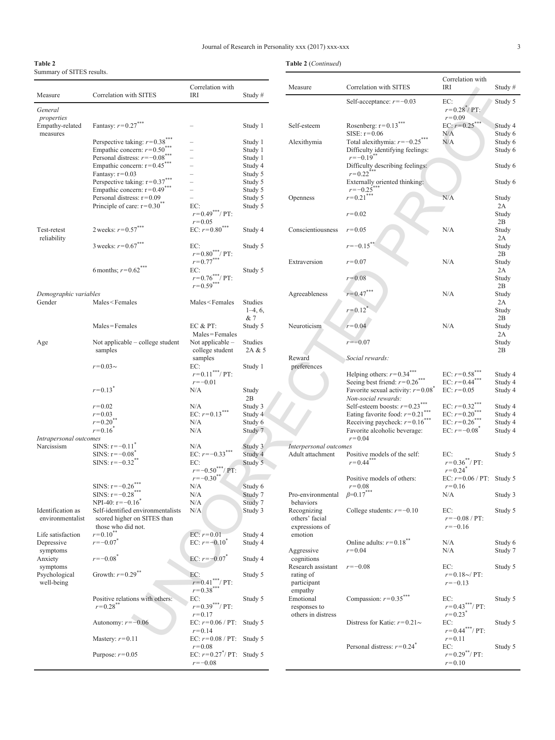**Table 2**
Summary of SITES results.

| Measure | Correlation with SITES | Correlation with IRI | Study # |
|---|---|---|---|
| *General properties* | | | |
| Empathy-related measures | Fantasy: $r = 0.27^{***}$ | – | Study 1 |
| | Perspective taking: $r = 0.38^{***}$ | – | Study 1 |
| | Empathic concern: $r = 0.50^{***}$ | – | Study 1 |
| | Personal distress: $r = -0.08^{***}$ | – | Study 1 |
| | Empathic concern: $r = 0.45^{***}$ | – | Study 4 |
| | Fantasy: $r = 0.03$ | – | Study 5 |
| | Perspective taking: $r = 0.37^{***}$ | – | Study 5 |
| | Empathic concern: $r = 0.49^{***}$ | – | Study 5 |
| | Personal distress: $r = 0.09$ | – | Study 5 |
| | Principle of care: $r = 0.30^{**}$ | EC: $r = 0.49^{***}$ / PT: $r = 0.05$ | Study 5 |
| Test-retest reliability | 2 weeks: $r = 0.57^{***}$ | EC: $r = 0.80^{***}$ | Study 4 |
| | 3 weeks: $r = 0.67^{***}$ | EC: $r = 0.80^{***}$ / PT: $r = 0.77^{***}$ | Study 5 |
| | 6 months; $r = 0.62^{***}$ | EC: $r = 0.76^{***}$ / PT: $r = 0.59^{***}$ | Study 5 |
| *Demographic variables* | | | |
| Gender | Males < Females | Males < Females | Studies 1–4, 6, & 7 |
| | Males = Females | EC & PT: Males = Females | Study 5 |
| Age | Not applicable – college student samples | Not applicable – college student samples | Studies 2A & 5 |
| | $r = 0.03$~ | EC: $r = 0.11^{***}$ / PT: $r = -0.01$ | Study 1 |
| | $r = 0.13^{*}$ | N/A | Study 2B |
| | $r = 0.02$ | N/A | Study 3 |
| | $r = 0.03$ | EC: $r = 0.13^{***}$ | Study 4 |
| | $r = 0.20^{**}$ | N/A | Study 6 |
| | $r = 0.16^{*}$ | N/A | Study 7 |
| *Intrapersonal outcomes* | | | |
| Narcissism | SINS: $r = -0.11^{*}$ | N/A | Study 3 |
| | SINS: $r = -0.08^{*}$ | EC: $r = -0.33^{***}$ | Study 4 |
| | SINS: $r = -0.32^{**}$ | EC: $r = -0.50^{***}$ / PT: $r = -0.30^{**}$ | Study 5 |
| | SINS: $r = -0.26^{***}$ | N/A | Study 6 |
| | SINS: $r = -0.28^{***}$ | N/A | Study 7 |
| | NPI-40: $r = -0.16^{*}$ | N/A | Study 7 |
| Identification as environmentalist | Self-identified environmentalists scored higher on SITES than those who did not. | N/A | Study 3 |
| Life satisfaction | $r = 0.10^{**}$ | EC: $r = 0.01$ | Study 4 |
| Depressive symptoms | $r = -0.07^{*}$ | EC: $r = -0.10^{*}$ | Study 4 |
| Anxiety symptoms | $r = -0.08^{*}$ | EC: $r = -0.07^{*}$ | Study 4 |
| Psychological well-being | Growth: $r = 0.29^{**}$ | EC: $r = 0.41^{***}$ / PT: $r = 0.38^{***}$ | Study 5 |
| | Positive relations with others: $r = 0.28^{**}$ | EC: $r = 0.39^{***}$ / PT: $r = 0.17$ | Study 5 |
| | Autonomy: $r = -0.06$ | EC: $r = 0.06$ / PT: $r = 0.14$ | Study 5 |
| | Mastery: $r = 0.11$ | EC: $r = 0.08$ / PT: $r = 0.08$ | Study 5 |
| | Purpose: $r = 0.05$ | EC: $r = 0.27^{*}$ / PT: $r = -0.08$ | Study 5 |
| | Self-acceptance: $r = -0.03$ | EC: $r = 0.28^{*}$ / PT: $r = 0.09$ | Study 5 |
| Self-esteem | Rosenberg: $r = 0.13^{***}$ | EC: $r = 0.25^{***}$ | Study 4 |
| | SISE: $r = 0.06$ | N/A | Study 6 |
| Alexithymia | Total alexithymia: $r = -0.25^{***}$ | N/A | Study 6 |
| | Difficulty identifying feelings: $r = -0.19^{**}$ | | Study 6 |
| | Difficulty describing feelings: $r = 0.22^{***}$ | | Study 6 |
| | Externally oriented thinking: $r = -0.25^{***}$ | | Study 6 |
| Openness | $r = 0.21^{***}$ | N/A | Study 2A |
| | $r = 0.02$ | | Study 2B |
| Conscientiousness | $r = 0.05$ | N/A | Study 2A |
| | $r = -0.15^{**}$ | | Study 2B |
| Extraversion | $r = 0.07$ | N/A | Study 2A |
| | $r = 0.08$ | | Study 2B |
| Agreeableness | $r = 0.47^{***}$ | N/A | Study 2A |
| | $r = 0.12^{*}$ | | Study 2B |
| Neuroticism | $r = 0.04$ | N/A | Study 2A |
| | $r = -0.07$ | | Study 2B |
| Reward preferences | *Social rewards:* | | |
| | Helping others: $r = 0.34^{***}$ | EC: $r = 0.58^{***}$ | Study 4 |
| | Seeing best friend: $r = 0.26^{***}$ | EC: $r = 0.44^{***}$ | Study 4 |
| | Favorite sexual activity: $r = 0.08^{*}$ | EC: $r = 0.05$ | Study 4 |
| | *Non-social rewards:* | | |
| | Self-esteem boosts: $r = 0.23^{***}$ | EC: $r = 0.32^{***}$ | Study 4 |
| | Eating favorite food: $r = 0.21^{***}$ | EC: $r = 0.20^{***}$ | Study 4 |
| | Receiving paycheck: $r = 0.16^{***}$ | EC: $r = 0.26^{***}$ | Study 4 |
| | Favorite alcoholic beverage: $r = 0.04$ | EC: $r = -0.08^{*}$ | Study 4 |
| *Interpersonal outcomes* | | | |
| Adult attachment | Positive models of the self: $r = 0.44^{***}$ | EC: $r = 0.36^{**}$ / PT: $r = 0.24^{*}$ | Study 5 |
| | Positive models of others: $r = 0.08$ | EC: $r = 0.06$ / PT: $r = 0.16$ | Study 5 |
| Pro-environmental behaviors | $\beta = 0.17^{***}$ | N/A | Study 3 |
| Recognizing others' facial expressions of emotion | College students: $r = -0.10$ | EC: $r = -0.08$ / PT: $r = -0.16$ | Study 5 |
| | Online adults: $r = 0.18^{**}$ | N/A | Study 6 |
| Aggressive cognitions | $r = 0.04$ | N/A | Study 7 |
| Research assistant rating of participant empathy | $r = -0.08$ | EC: $r = 0.18$~ / PT: $r = -0.13$ | Study 5 |
| Emotional responses to others in distress | Compassion: $r = 0.35^{***}$ | EC: $r = 0.43^{***}$ / PT: $r = 0.23^{*}$ | Study 5 |
| | Distress for Katie: $r = 0.21$~ | EC: $r = 0.44^{***}$ / PT: $r = 0.11$ | Study 5 |
| | Personal distress: $r = 0.24^{*}$ | EC: $r = 0.29^{**}$ / PT: $r = 0.10$ | Study 5 |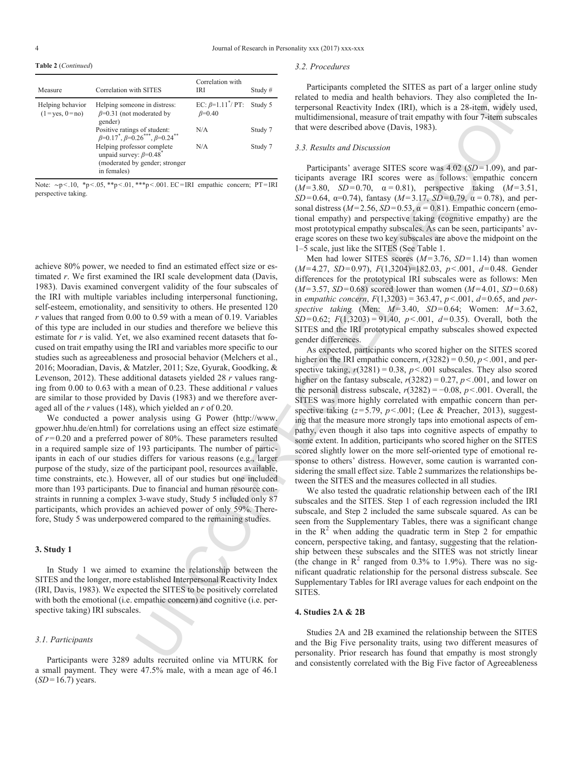**Table 2** (*Continued*)

| Measure | Correlation with SITES | Correlation with IRI | Study # |
|---|---|---|---|
| Helping behavior (1 = yes, 0 = no) | Helping someone in distress: $\beta$=0.31 (not moderated by gender) | EC: $\beta$=1.11$^{*}$/ PT: $\beta$=0.40 | Study 5 |
| | Positive ratings of student: $\beta$=0.17$^{*}$, $\beta$=0.26$^{***}$, $\beta$=0.24$^{**}$ | N/A | Study 7 |
| | Helping professor complete unpaid survey: $\beta$=0.48$^{*}$ (moderated by gender; stronger in females) | N/A | Study 7 |

Note: ~p < .10, *p < .05, **p < .01, ***p < .001. EC = IRI empathic concern; PT = IRI perspective taking.

achieve 80% power, we needed to find an estimated effect size or estimated *r*. We first examined the IRI scale development data (Davis, 1983). Davis examined convergent validity of the four subscales of the IRI with multiple variables including interpersonal functioning, self-esteem, emotionality, and sensitivity to others. He presented 120 *r* values that ranged from 0.00 to 0.59 with a mean of 0.19. Variables of this type are included in our studies and therefore we believe this estimate for *r* is valid. Yet, we also examined recent datasets that focused on trait empathy using the IRI and variables more specific to our studies such as agreeableness and prosocial behavior (Melchers et al., 2016; Mooradian, Davis, & Matzler, 2011; Sze, Gyurak, Goodking, & Levenson, 2012). These additional datasets yielded 28 *r* values ranging from 0.00 to 0.63 with a mean of 0.23. These additional *r* values are similar to those provided by Davis (1983) and we therefore averaged all of the *r* values (148), which yielded an *r* of 0.20.

We conducted a power analysis using G Power (http://www.gpower.hhu.de/en.html) for correlations using an effect size estimate of *r* = 0.20 and a preferred power of 80%. These parameters resulted in a required sample size of 193 participants. The number of participants in each of our studies differs for various reasons (e.g., larger purpose of the study, size of the participant pool, resources available, time constraints, etc.). However, all of our studies but one included more than 193 participants. Due to financial and human resource constraints in running a complex 3-wave study, Study 5 included only 87 participants, which provides an achieved power of only 59%. Therefore, Study 5 was underpowered compared to the remaining studies.

## 3. Study 1

In Study 1 we aimed to examine the relationship between the SITES and the longer, more established Interpersonal Reactivity Index (IRI, Davis, 1983). We expected the SITES to be positively correlated with both the emotional (i.e. empathic concern) and cognitive (i.e. perspective taking) IRI subscales.

### 3.1. Participants

Participants were 3289 adults recruited online via MTURK for a small payment. They were 47.5% male, with a mean age of 46.1 (*SD* = 16.7) years.

### 3.2. Procedures

Participants completed the SITES as part of a larger online study related to media and health behaviors. They also completed the Interpersonal Reactivity Index (IRI), which is a 28-item, widely used, multidimensional, measure of trait empathy with four 7-item subscales that were described above (Davis, 1983).

### 3.3. Results and Discussion

Participants' average SITES score was 4.02 (*SD* = 1.09), and participants average IRI scores were as follows: empathic concern (*M* = 3.80, *SD* = 0.70, α = 0.81), perspective taking (*M* = 3.51, *SD* = 0.64, α = 0.74), fantasy (*M* = 3.17, *SD* = 0.79, α = 0.78), and personal distress (*M* = 2.56, *SD* = 0.53, α = 0.81). Empathic concern (emotional empathy) and perspective taking (cognitive empathy) are the most prototypical empathy subscales. As can be seen, participants' average scores on these two key subscales are above the midpoint on the 1–5 scale, just like the SITES (See Table 1.

Men had lower SITES scores (*M* = 3.76, *SD* = 1.14) than women (*M* = 4.27, *SD* = 0.97), $F(1,3204)$=182.03, $p < .001$, *d* = 0.48. Gender differences for the prototypical IRI subscales were as follows: Men (*M* = 3.57, *SD* = 0.68) scored lower than women (*M* = 4.01, *SD* = 0.68) in *empathic concern*, $F(1,3203) = 363.47$, $p < .001$, *d* = 0.65, and *perspective taking* (Men: *M* = 3.40, *SD* = 0.64; Women: *M* = 3.62, *SD* = 0.62; $F(1,3203) = 91.40$, $p < .001$, *d* = 0.35). Overall, both the SITES and the IRI prototypical empathy subscales showed expected gender differences.

As expected, participants who scored higher on the SITES scored higher on the IRI empathic concern, $r(3282) = 0.50$, $p < .001$, and perspective taking, $r(3281) = 0.38$, $p < .001$ subscales. They also scored higher on the fantasy subscale, $r(3282) = 0.27$, $p < .001$, and lower on the personal distress subscale, $r(3282) = −0.08$, $p < .001$. Overall, the SITES was more highly correlated with empathic concern than perspective taking ($z = 5.79$, $p < .001$; (Lee & Preacher, 2013), suggesting that the measure more strongly taps into emotional aspects of empathy, even though it also taps into cognitive aspects of empathy to some extent. In addition, participants who scored higher on the SITES scored slightly lower on the more self-oriented type of emotional response to others' distress. However, some caution is warranted considering the small effect size. Table 2 summarizes the relationships between the SITES and the measures collected in all studies.

We also tested the quadratic relationship between each of the IRI subscales and the SITES. Step 1 of each regression included the IRI subscale, and Step 2 included the same subscale squared. As can be seen from the Supplementary Tables, there was a significant change in the $R^2$ when adding the quadratic term in Step 2 for empathic concern, perspective taking, and fantasy, suggesting that the relationship between these subscales and the SITES was not strictly linear (the change in $R^2$ ranged from 0.3% to 1.9%). There was no significant quadratic relationship for the personal distress subscale. See Supplementary Tables for IRI average values for each endpoint on the SITES.

## 4. Studies 2A & 2B

Studies 2A and 2B examined the relationship between the SITES and the Big Five personality traits, using two different measures of personality. Prior research has found that empathy is most strongly and consistently correlated with the Big Five factor of Agreeableness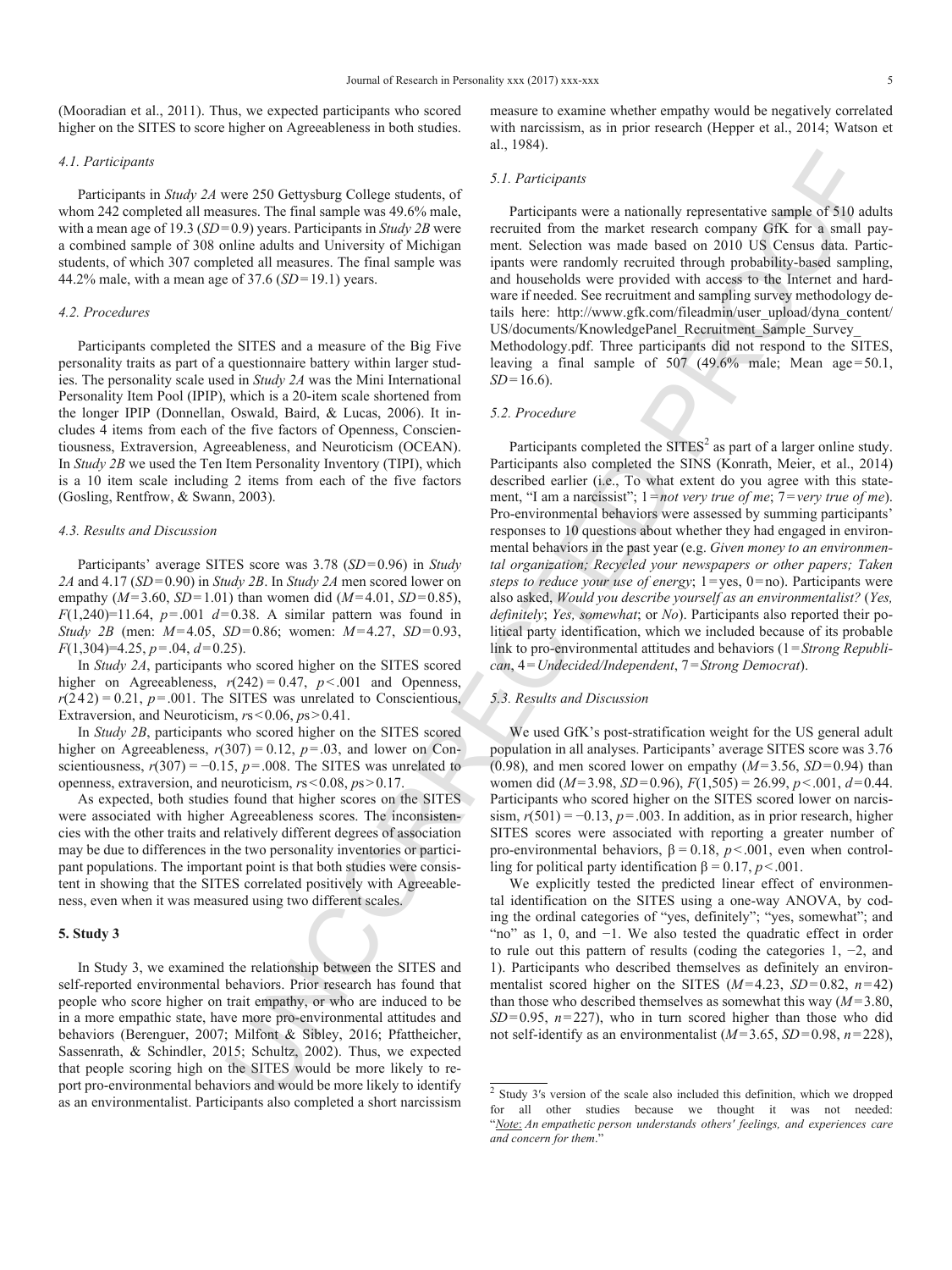(Mooradian et al., 2011). Thus, we expected participants who scored higher on the SITES to score higher on Agreeableness in both studies.

### 4.1. Participants

Participants in *Study 2A* were 250 Gettysburg College students, of whom 242 completed all measures. The final sample was 49.6% male, with a mean age of 19.3 ($SD = 0.9$) years. Participants in *Study 2B* were a combined sample of 308 online adults and University of Michigan students, of which 307 completed all measures. The final sample was 44.2% male, with a mean age of 37.6 ($SD = 19.1$) years.

### 4.2. Procedures

Participants completed the SITES and a measure of the Big Five personality traits as part of a questionnaire battery within larger studies. The personality scale used in *Study 2A* was the Mini International Personality Item Pool (IPIP), which is a 20-item scale shortened from the longer IPIP (Donnellan, Oswald, Baird, & Lucas, 2006). It includes 4 items from each of the five factors of Openness, Conscientiousness, Extraversion, Agreeableness, and Neuroticism (OCEAN). In *Study 2B* we used the Ten Item Personality Inventory (TIPI), which is a 10 item scale including 2 items from each of the five factors (Gosling, Rentfrow, & Swann, 2003).

### 4.3. Results and Discussion

Participants' average SITES score was 3.78 ($SD = 0.96$) in *Study 2A* and 4.17 ($SD = 0.90$) in *Study 2B*. In *Study 2A* men scored lower on empathy ($M = 3.60$, $SD = 1.01$) than women did ($M = 4.01$, $SD = 0.85$), $F(1,240) = 11.64$, $p = .001$ $d = 0.38$. A similar pattern was found in *Study 2B* (men: $M = 4.05$, $SD = 0.86$; women: $M = 4.27$, $SD = 0.93$, $F(1,304) = 4.25$, $p = .04$, $d = 0.25$).

In *Study 2A*, participants who scored higher on the SITES scored higher on Agreeableness, $r(242) = 0.47$, $p < .001$ and Openness, $r(242) = 0.21$, $p = .001$. The SITES was unrelated to Conscientious, Extraversion, and Neuroticism, $rs < 0.06$, $ps > 0.41$.

In *Study 2B*, participants who scored higher on the SITES scored higher on Agreeableness, $r(307) = 0.12$, $p = .03$, and lower on Conscientiousness, $r(307) = -0.15$, $p = .008$. The SITES was unrelated to openness, extraversion, and neuroticism, $rs < 0.08$, $ps > 0.17$.

As expected, both studies found that higher scores on the SITES were associated with higher Agreeableness scores. The inconsistencies with the other traits and relatively different degrees of association may be due to differences in the two personality inventories or participant populations. The important point is that both studies were consistent in showing that the SITES correlated positively with Agreeableness, even when it was measured using two different scales.

## 5. Study 3

In Study 3, we examined the relationship between the SITES and self-reported environmental behaviors. Prior research has found that people who score higher on trait empathy, or who are induced to be in a more empathic state, have more pro-environmental attitudes and behaviors (Berenguer, 2007; Milfont & Sibley, 2016; Pfattheicher, Sassenrath, & Schindler, 2015; Schultz, 2002). Thus, we expected that people scoring high on the SITES would be more likely to report pro-environmental behaviors and would be more likely to identify as an environmentalist. Participants also completed a short narcissism measure to examine whether empathy would be negatively correlated with narcissism, as in prior research (Hepper et al., 2014; Watson et al., 1984).

### 5.1. Participants

Participants were a nationally representative sample of 510 adults recruited from the market research company GfK for a small payment. Selection was made based on 2010 US Census data. Participants were randomly recruited through probability-based sampling, and households were provided with access to the Internet and hardware if needed. See recruitment and sampling survey methodology details here: http://www.gfk.com/fileadmin/user_upload/dyna_content/US/documents/KnowledgePanel_Recruitment_Sample_Survey_Methodology.pdf. Three participants did not respond to the SITES, leaving a final sample of 507 (49.6% male; Mean age = 50.1, $SD = 16.6$).

### 5.2. Procedure

Participants completed the SITES[2] as part of a larger online study. Participants also completed the SINS (Konrath, Meier, et al., 2014) described earlier (i.e., To what extent do you agree with this statement, "I am a narcissist"; 1 = *not very true of me*; 7 = *very true of me*). Pro-environmental behaviors were assessed by summing participants' responses to 10 questions about whether they had engaged in environmental behaviors in the past year (e.g. *Given money to an environmental organization; Recycled your newspapers or other papers; Taken steps to reduce your use of energy*; 1 = yes, 0 = no). Participants were also asked, *Would you describe yourself as an environmentalist?* (*Yes, definitely*; *Yes, somewhat*; or *No*). Participants also reported their political party identification, which we included because of its probable link to pro-environmental attitudes and behaviors (1 = *Strong Republican*, 4 = *Undecided/Independent*, 7 = *Strong Democrat*).

### 5.3. Results and Discussion

We used GfK's post-stratification weight for the US general adult population in all analyses. Participants' average SITES score was 3.76 (0.98), and men scored lower on empathy ($M = 3.56$, $SD = 0.94$) than women did ($M = 3.98$, $SD = 0.96$), $F(1,505) = 26.99$, $p < .001$, $d = 0.44$. Participants who scored higher on the SITES scored lower on narcissism, $r(501) = -0.13$, $p = .003$. In addition, as in prior research, higher SITES scores were associated with reporting a greater number of pro-environmental behaviors, $\beta = 0.18$, $p < .001$, even when controlling for political party identification $\beta = 0.17$, $p < .001$.

We explicitly tested the predicted linear effect of environmental identification on the SITES using a one-way ANOVA, by coding the ordinal categories of "yes, definitely"; "yes, somewhat"; and "no" as 1, 0, and −1. We also tested the quadratic effect in order to rule out this pattern of results (coding the categories 1, −2, and 1). Participants who described themselves as definitely an environmentalist scored higher on the SITES ($M = 4.23$, $SD = 0.82$, $n = 42$) than those who described themselves as somewhat this way ($M = 3.80$, $SD = 0.95$, $n = 227$), who in turn scored higher than those who did not self-identify as an environmentalist ($M = 3.65$, $SD = 0.98$, $n = 228$),

[2] Study 3′s version of the scale also included this definition, which we dropped for all other studies because we thought it was not needed: "*Note: An empathetic person understands others' feelings, and experiences care and concern for them*."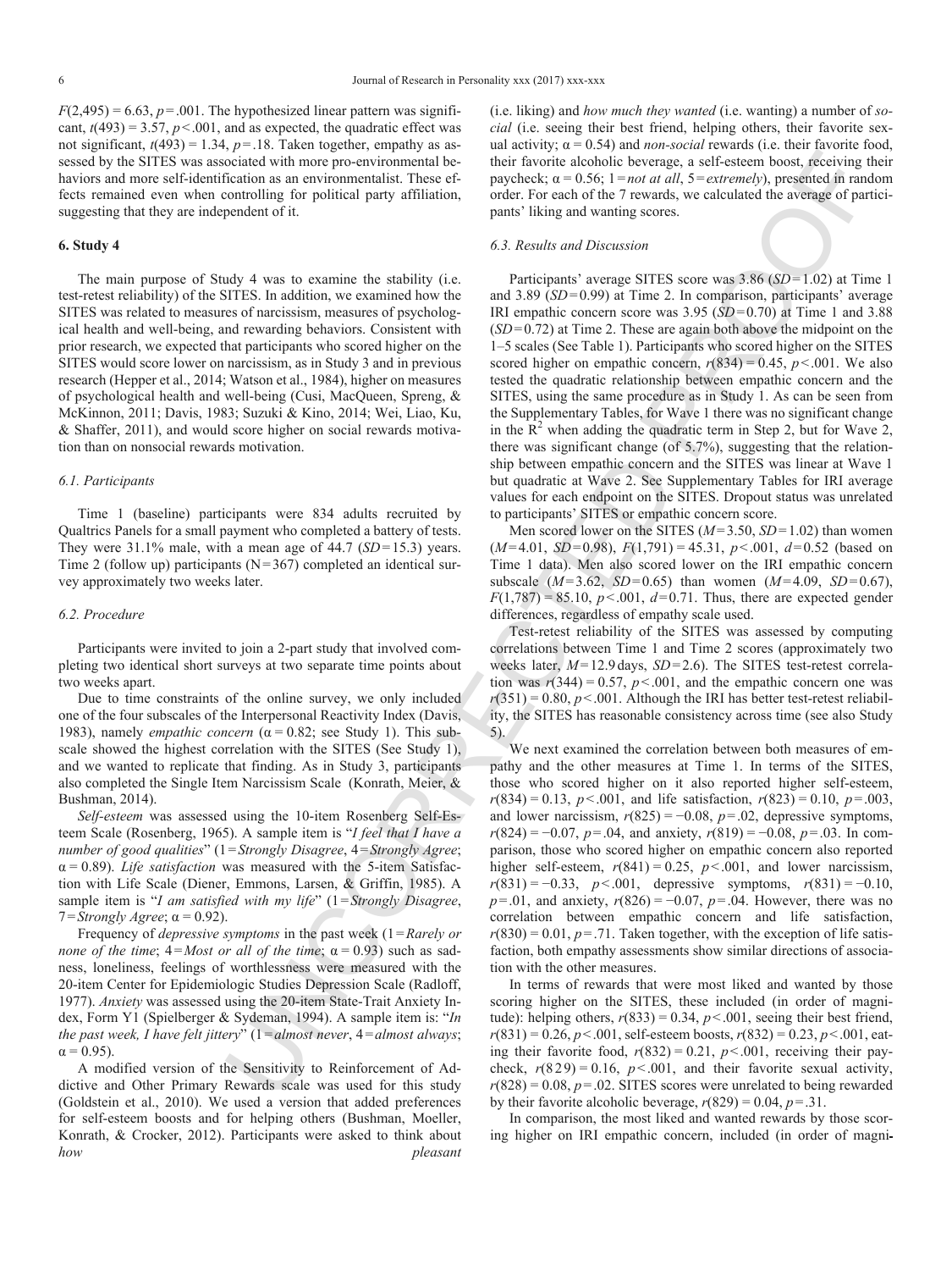$F(2,495) = 6.63$, $p = .001$. The hypothesized linear pattern was significant, $t(493) = 3.57$, $p < .001$, and as expected, the quadratic effect was not significant, $t(493) = 1.34$, $p = .18$. Taken together, empathy as assessed by the SITES was associated with more pro-environmental behaviors and more self-identification as an environmentalist. These effects remained even when controlling for political party affiliation, suggesting that they are independent of it.

## 6. Study 4

The main purpose of Study 4 was to examine the stability (i.e. test-retest reliability) of the SITES. In addition, we examined how the SITES was related to measures of narcissism, measures of psychological health and well-being, and rewarding behaviors. Consistent with prior research, we expected that participants who scored higher on the SITES would score lower on narcissism, as in Study 3 and in previous research (Hepper et al., 2014; Watson et al., 1984), higher on measures of psychological health and well-being (Cusi, MacQueen, Spreng, & McKinnon, 2011; Davis, 1983; Suzuki & Kino, 2014; Wei, Liao, Ku, & Shaffer, 2011), and would score higher on social rewards motivation than on nonsocial rewards motivation.

### 6.1. Participants

Time 1 (baseline) participants were 834 adults recruited by Qualtrics Panels for a small payment who completed a battery of tests. They were 31.1% male, with a mean age of 44.7 ($SD = 15.3$) years. Time 2 (follow up) participants ($N = 367$) completed an identical survey approximately two weeks later.

### 6.2. Procedure

Participants were invited to join a 2-part study that involved completing two identical short surveys at two separate time points about two weeks apart.

Due to time constraints of the online survey, we only included one of the four subscales of the Interpersonal Reactivity Index (Davis, 1983), namely *empathic concern* ($\alpha = 0.82$; see Study 1). This subscale showed the highest correlation with the SITES (See Study 1), and we wanted to replicate that finding. As in Study 3, participants also completed the Single Item Narcissism Scale (Konrath, Meier, & Bushman, 2014).

*Self-esteem* was assessed using the 10-item Rosenberg Self-Esteem Scale (Rosenberg, 1965). A sample item is "*I feel that I have a number of good qualities*" (1 = *Strongly Disagree*, 4 = *Strongly Agree*; $\alpha = 0.89$). *Life satisfaction* was measured with the 5-item Satisfaction with Life Scale (Diener, Emmons, Larsen, & Griffin, 1985). A sample item is "*I am satisfied with my life*" (1 = *Strongly Disagree*, 7 = *Strongly Agree*; $\alpha = 0.92$).

Frequency of *depressive symptoms* in the past week (1 = *Rarely or none of the time*; 4 = *Most or all of the time*; $\alpha = 0.93$) such as sadness, loneliness, feelings of worthlessness were measured with the 20-item Center for Epidemiologic Studies Depression Scale (Radloff, 1977). *Anxiety* was assessed using the 20-item State-Trait Anxiety Index, Form Y1 (Spielberger & Sydeman, 1994). A sample item is: "*In the past week, I have felt jittery*" (1 = *almost never*, 4 = *almost always*; $\alpha = 0.95$).

A modified version of the Sensitivity to Reinforcement of Addictive and Other Primary Rewards scale was used for this study (Goldstein et al., 2010). We used a version that added preferences for self-esteem boosts and for helping others (Bushman, Moeller, Konrath, & Crocker, 2012). Participants were asked to think about *how pleasant* (i.e. liking) and *how much they wanted* (i.e. wanting) a number of *social* (i.e. seeing their best friend, helping others, their favorite sexual activity; $\alpha = 0.54$) and *non-social* rewards (i.e. their favorite food, their favorite alcoholic beverage, a self-esteem boost, receiving their paycheck; $\alpha = 0.56$; 1 = *not at all*, 5 = *extremely*), presented in random order. For each of the 7 rewards, we calculated the average of participants' liking and wanting scores.

### 6.3. Results and Discussion

Participants' average SITES score was 3.86 ($SD = 1.02$) at Time 1 and 3.89 ($SD = 0.99$) at Time 2. In comparison, participants' average IRI empathic concern score was 3.95 ($SD = 0.70$) at Time 1 and 3.88 ($SD = 0.72$) at Time 2. These are again both above the midpoint on the 1–5 scales (See Table 1). Participants who scored higher on the SITES scored higher on empathic concern, $r(834) = 0.45$, $p < .001$. We also tested the quadratic relationship between empathic concern and the SITES, using the same procedure as in Study 1. As can be seen from the Supplementary Tables, for Wave 1 there was no significant change in the $R^2$ when adding the quadratic term in Step 2, but for Wave 2, there was significant change (of 5.7%), suggesting that the relationship between empathic concern and the SITES was linear at Wave 1 but quadratic at Wave 2. See Supplementary Tables for IRI average values for each endpoint on the SITES. Dropout status was unrelated to participants' SITES or empathic concern score.

Men scored lower on the SITES ($M = 3.50$, $SD = 1.02$) than women ($M = 4.01$, $SD = 0.98$), $F(1,791) = 45.31$, $p < .001$, $d = 0.52$ (based on Time 1 data). Men also scored lower on the IRI empathic concern subscale ($M = 3.62$, $SD = 0.65$) than women ($M = 4.09$, $SD = 0.67$), $F(1,787) = 85.10$, $p < .001$, $d = 0.71$. Thus, there are expected gender differences, regardless of empathy scale used.

Test-retest reliability of the SITES was assessed by computing correlations between Time 1 and Time 2 scores (approximately two weeks later, $M = 12.9$ days, $SD = 2.6$). The SITES test-retest correlation was $r(344) = 0.57$, $p < .001$, and the empathic concern one was $r(351) = 0.80$, $p < .001$. Although the IRI has better test-retest reliability, the SITES has reasonable consistency across time (see also Study 5).

We next examined the correlation between both measures of empathy and the other measures at Time 1. In terms of the SITES, those who scored higher on it also reported higher self-esteem, $r(834) = 0.13$, $p < .001$, and life satisfaction, $r(823) = 0.10$, $p = .003$, and lower narcissism, $r(825) = -0.08$, $p = .02$, depressive symptoms, $r(824) = -0.07$, $p = .04$, and anxiety, $r(819) = -0.08$, $p = .03$. In comparison, those who scored higher on empathic concern also reported higher self-esteem, $r(841) = 0.25$, $p < .001$, and lower narcissism, $r(831) = -0.33$, $p < .001$, depressive symptoms, $r(831) = -0.10$, $p = .01$, and anxiety, $r(826) = -0.07$, $p = .04$. However, there was no correlation between empathic concern and life satisfaction, $r(830) = 0.01$, $p = .71$. Taken together, with the exception of life satisfaction, both empathy assessments show similar directions of association with the other measures.

In terms of rewards that were most liked and wanted by those scoring higher on the SITES, these included (in order of magnitude): helping others, $r(833) = 0.34$, $p < .001$, seeing their best friend, $r(831) = 0.26$, $p < .001$, self-esteem boosts, $r(832) = 0.23$, $p < .001$, eating their favorite food, $r(832) = 0.21$, $p < .001$, receiving their paycheck, $r(829) = 0.16$, $p < .001$, and their favorite sexual activity, $r(828) = 0.08$, $p = .02$. SITES scores were unrelated to being rewarded by their favorite alcoholic beverage, $r(829) = 0.04$, $p = .31$.

In comparison, the most liked and wanted rewards by those scoring higher on IRI empathic concern, included (in order of magni-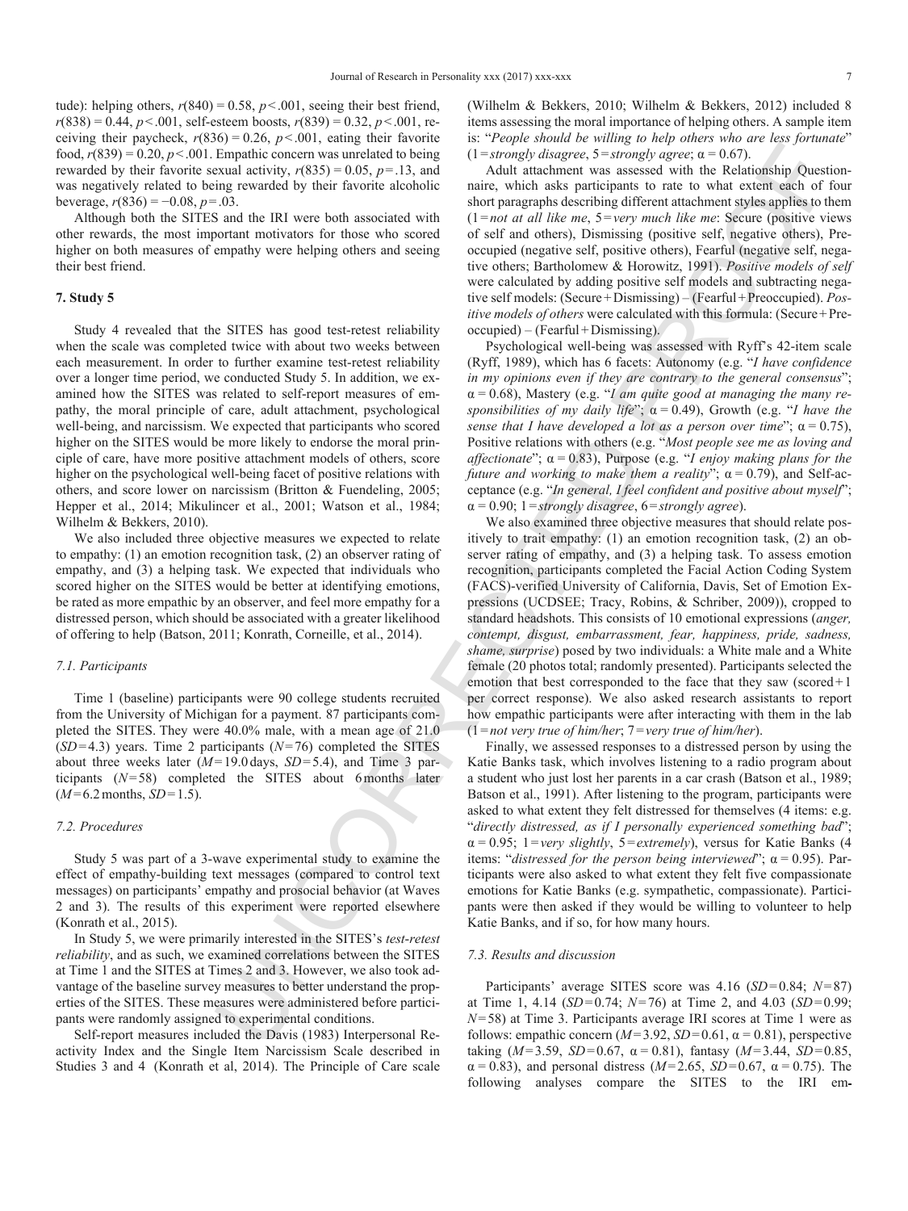tude): helping others, $r(840) = 0.58$, $p < .001$, seeing their best friend, $r(838) = 0.44$, $p < .001$, self-esteem boosts, $r(839) = 0.32$, $p < .001$, receiving their paycheck, $r(836) = 0.26$, $p < .001$, eating their favorite food, $r(839) = 0.20$, $p < .001$. Empathic concern was unrelated to being rewarded by their favorite sexual activity, $r(835) = 0.05$, $p = .13$, and was negatively related to being rewarded by their favorite alcoholic beverage, $r(836) = -0.08$, $p = .03$.

Although both the SITES and the IRI were both associated with other rewards, the most important motivators for those who scored higher on both measures of empathy were helping others and seeing their best friend.

## 7. Study 5

Study 4 revealed that the SITES has good test-retest reliability when the scale was completed twice with about two weeks between each measurement. In order to further examine test-retest reliability over a longer time period, we conducted Study 5. In addition, we examined how the SITES was related to self-report measures of empathy, the moral principle of care, adult attachment, psychological well-being, and narcissism. We expected that participants who scored higher on the SITES would be more likely to endorse the moral principle of care, have more positive attachment models of others, score higher on the psychological well-being facet of positive relations with others, and score lower on narcissism (Britton & Fuendeling, 2005; Hepper et al., 2014; Mikulincer et al., 2001; Watson et al., 1984; Wilhelm & Bekkers, 2010).

We also included three objective measures we expected to relate to empathy: (1) an emotion recognition task, (2) an observer rating of empathy, and (3) a helping task. We expected that individuals who scored higher on the SITES would be better at identifying emotions, be rated as more empathic by an observer, and feel more empathy for a distressed person, which should be associated with a greater likelihood of offering to help (Batson, 2011; Konrath, Corneille, et al., 2014).

### 7.1. Participants

Time 1 (baseline) participants were 90 college students recruited from the University of Michigan for a payment. 87 participants completed the SITES. They were 40.0% male, with a mean age of 21.0 ($SD = 4.3$) years. Time 2 participants ($N = 76$) completed the SITES about three weeks later ($M = 19.0$ days, $SD = 5.4$), and Time 3 participants ($N = 58$) completed the SITES about 6 months later ($M = 6.2$ months, $SD = 1.5$).

### 7.2. Procedures

Study 5 was part of a 3-wave experimental study to examine the effect of empathy-building text messages (compared to control text messages) on participants' empathy and prosocial behavior (at Waves 2 and 3). The results of this experiment were reported elsewhere (Konrath et al., 2015).

In Study 5, we were primarily interested in the SITES's *test-retest reliability*, and as such, we examined correlations between the SITES at Time 1 and the SITES at Times 2 and 3. However, we also took advantage of the baseline survey measures to better understand the properties of the SITES. These measures were administered before participants were randomly assigned to experimental conditions.

Self-report measures included the Davis (1983) Interpersonal Reactivity Index and the Single Item Narcissism Scale described in Studies 3 and 4 (Konrath et al, 2014). The Principle of Care scale (Wilhelm & Bekkers, 2010; Wilhelm & Bekkers, 2012) included 8 items assessing the moral importance of helping others. A sample item is: "*People should be willing to help others who are less fortunate*" (1 = *strongly disagree*, 5 = *strongly agree*; $\alpha = 0.67$).

Adult attachment was assessed with the Relationship Questionnaire, which asks participants to rate to what extent each of four short paragraphs describing different attachment styles applies to them (1 = *not at all like me*, 5 = *very much like me*: Secure (positive views of self and others), Dismissing (positive self, negative others), Preoccupied (negative self, positive others), Fearful (negative self, negative others; Bartholomew & Horowitz, 1991). *Positive models of self* were calculated by adding positive self models and subtracting negative self models: (Secure + Dismissing) – (Fearful + Preoccupied). *Positive models of others* were calculated with this formula: (Secure + Preoccupied) – (Fearful + Dismissing).

Psychological well-being was assessed with Ryff's 42-item scale (Ryff, 1989), which has 6 facets: Autonomy (e.g. "*I have confidence in my opinions even if they are contrary to the general consensus*"; $\alpha = 0.68$), Mastery (e.g. "*I am quite good at managing the many responsibilities of my daily life*"; $\alpha = 0.49$), Growth (e.g. "*I have the sense that I have developed a lot as a person over time*"; $\alpha = 0.75$), Positive relations with others (e.g. "*Most people see me as loving and affectionate*"; $\alpha = 0.83$), Purpose (e.g. "*I enjoy making plans for the future and working to make them a reality*"; $\alpha = 0.79$), and Self-acceptance (e.g. "*In general, I feel confident and positive about myself*"; $\alpha = 0.90$; 1 = *strongly disagree*, 6 = *strongly agree*).

We also examined three objective measures that should relate positively to trait empathy: (1) an emotion recognition task, (2) an observer rating of empathy, and (3) a helping task. To assess emotion recognition, participants completed the Facial Action Coding System (FACS)-verified University of California, Davis, Set of Emotion Expressions (UCDSEE; Tracy, Robins, & Schriber, 2009)), cropped to standard headshots. This consists of 10 emotional expressions (*anger, contempt, disgust, embarrassment, fear, happiness, pride, sadness, shame, surprise*) posed by two individuals: a White male and a White female (20 photos total; randomly presented). Participants selected the emotion that best corresponded to the face that they saw (scored + 1 per correct response). We also asked research assistants to report how empathic participants were after interacting with them in the lab (1 = *not very true of him/her*; 7 = *very true of him/her*).

Finally, we assessed responses to a distressed person by using the Katie Banks task, which involves listening to a radio program about a student who just lost her parents in a car crash (Batson et al., 1989; Batson et al., 1991). After listening to the program, participants were asked to what extent they felt distressed for themselves (4 items: e.g. "*directly distressed, as if I personally experienced something bad*"; $\alpha = 0.95$; 1 = *very slightly*, 5 = *extremely*), versus for Katie Banks (4 items: "*distressed for the person being interviewed*"; $\alpha = 0.95$). Participants were also asked to what extent they felt five compassionate emotions for Katie Banks (e.g. sympathetic, compassionate). Participants were then asked if they would be willing to volunteer to help Katie Banks, and if so, for how many hours.

### 7.3. Results and discussion

Participants' average SITES score was 4.16 ($SD = 0.84$; $N = 87$) at Time 1, 4.14 ($SD = 0.74$; $N = 76$) at Time 2, and 4.03 ($SD = 0.99$; $N = 58$) at Time 3. Participants average IRI scores at Time 1 were as follows: empathic concern ($M = 3.92$, $SD = 0.61$, $\alpha = 0.81$), perspective taking ($M = 3.59$, $SD = 0.67$, $\alpha = 0.81$), fantasy ($M = 3.44$, $SD = 0.85$, $\alpha = 0.83$), and personal distress ($M = 2.65$, $SD = 0.67$, $\alpha = 0.75$). The following analyses compare the SITES to the IRI em-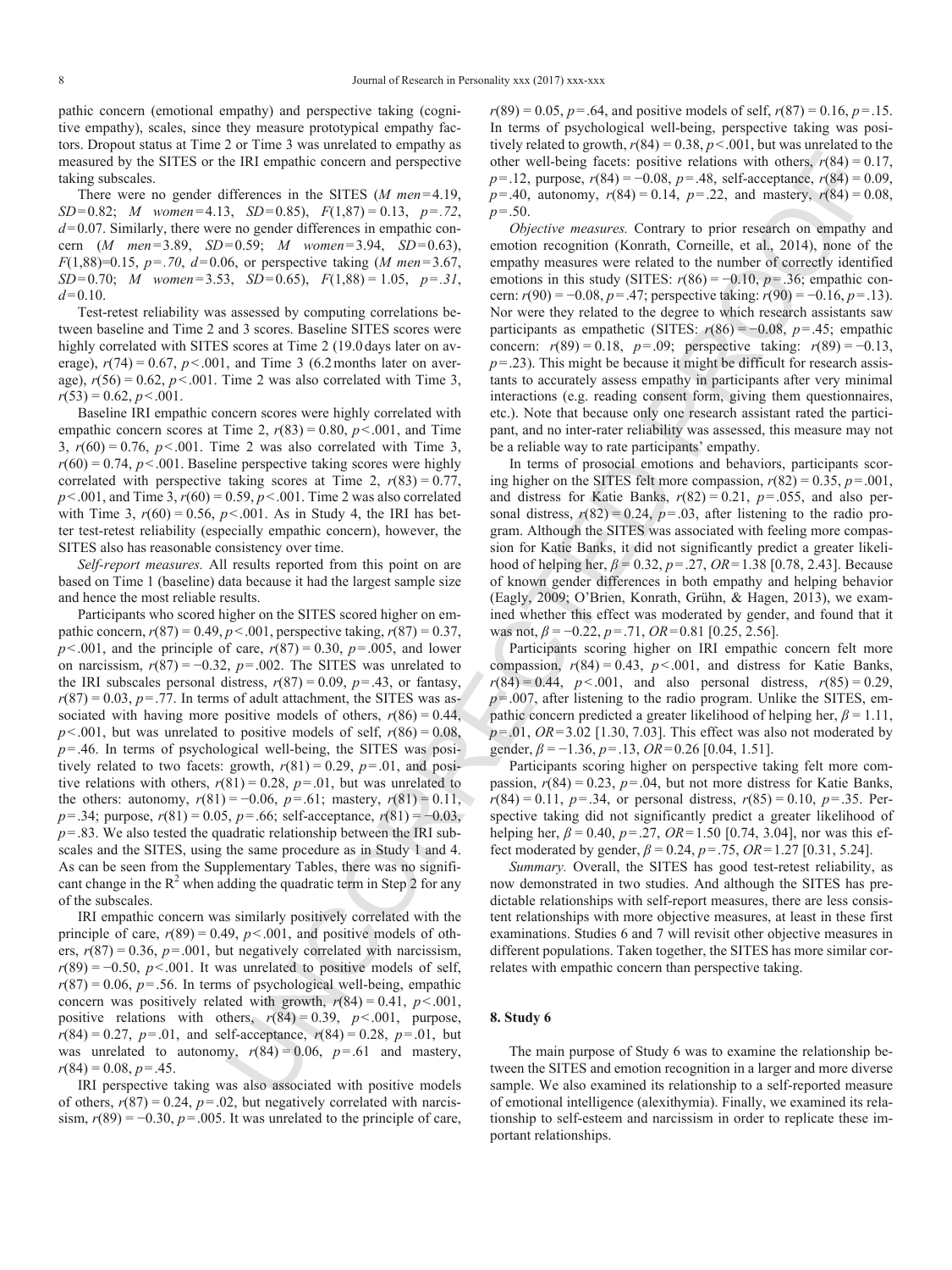pathic concern (emotional empathy) and perspective taking (cognitive empathy), scales, since they measure prototypical empathy factors. Dropout status at Time 2 or Time 3 was unrelated to empathy as measured by the SITES or the IRI empathic concern and perspective taking subscales.

There were no gender differences in the SITES (*M men* = 4.19, *SD* = 0.82; *M women* = 4.13, *SD* = 0.85), $F(1,87) = 0.13$, $p = .72$, $d = 0.07$. Similarly, there were no gender differences in empathic concern (*M men* = 3.89, *SD* = 0.59; *M women* = 3.94, *SD* = 0.63), $F(1,88) = 0.15$, $p = .70$, $d = 0.06$, or perspective taking (*M men* = 3.67, *SD* = 0.70; *M women* = 3.53, *SD* = 0.65), $F(1,88) = 1.05$, $p = .31$, $d = 0.10$.

Test-retest reliability was assessed by computing correlations between baseline and Time 2 and 3 scores. Baseline SITES scores were highly correlated with SITES scores at Time 2 (19.0 days later on average), $r(74) = 0.67$, $p < .001$, and Time 3 (6.2 months later on average), $r(56) = 0.62$, $p < .001$. Time 2 was also correlated with Time 3, $r(53) = 0.62$, $p < .001$.

Baseline IRI empathic concern scores were highly correlated with empathic concern scores at Time 2, $r(83) = 0.80$, $p < .001$, and Time 3, $r(60) = 0.76$, $p < .001$. Time 2 was also correlated with Time 3, $r(60) = 0.74$, $p < .001$. Baseline perspective taking scores were highly correlated with perspective taking scores at Time 2, $r(83) = 0.77$, $p < .001$, and Time 3, $r(60) = 0.59$, $p < .001$. Time 2 was also correlated with Time 3, $r(60) = 0.56$, $p < .001$. As in Study 4, the IRI has better test-retest reliability (especially empathic concern), however, the SITES also has reasonable consistency over time.

*Self-report measures.* All results reported from this point on are based on Time 1 (baseline) data because it had the largest sample size and hence the most reliable results.

Participants who scored higher on the SITES scored higher on empathic concern, $r(87) = 0.49$, $p < .001$, perspective taking, $r(87) = 0.37$, $p < .001$, and the principle of care, $r(87) = 0.30$, $p = .005$, and lower on narcissism, $r(87) = -0.32$, $p = .002$. The SITES was unrelated to the IRI subscales personal distress, $r(87) = 0.09$, $p = .43$, or fantasy, $r(87) = 0.03$, $p = .77$. In terms of adult attachment, the SITES was associated with having more positive models of others, $r(86) = 0.44$, $p < .001$, but was unrelated to positive models of self, $r(86) = 0.08$, $p = .46$. In terms of psychological well-being, the SITES was positively related to two facets: growth, $r(81) = 0.29$, $p = .01$, and positive relations with others, $r(81) = 0.28$, $p = .01$, but was unrelated to the others: autonomy, $r(81) = -0.06$, $p = .61$; mastery, $r(81) = 0.11$, $p = .34$; purpose, $r(81) = 0.05$, $p = .66$; self-acceptance, $r(81) = -0.03$, $p = .83$. We also tested the quadratic relationship between the IRI subscales and the SITES, using the same procedure as in Study 1 and 4. As can be seen from the Supplementary Tables, there was no significant change in the $R^2$ when adding the quadratic term in Step 2 for any of the subscales.

IRI empathic concern was similarly positively correlated with the principle of care, $r(89) = 0.49$, $p < .001$, and positive models of others, $r(87) = 0.36$, $p = .001$, but negatively correlated with narcissism, $r(89) = -0.50$, $p < .001$. It was unrelated to positive models of self, $r(87) = 0.06$, $p = .56$. In terms of psychological well-being, empathic concern was positively related with growth, $r(84) = 0.41$, $p < .001$, positive relations with others, $r(84) = 0.39$, $p < .001$, purpose, $r(84) = 0.27$, $p = .01$, and self-acceptance, $r(84) = 0.28$, $p = .01$, but was unrelated to autonomy, $r(84) = 0.06$, $p = .61$ and mastery, $r(84) = 0.08$, $p = .45$.

IRI perspective taking was also associated with positive models of others, $r(87) = 0.24$, $p = .02$, but negatively correlated with narcissism, $r(89) = -0.30$, $p = .005$. It was unrelated to the principle of care, $r(89) = 0.05$, $p = .64$, and positive models of self, $r(87) = 0.16$, $p = .15$. In terms of psychological well-being, perspective taking was positively related to growth, $r(84) = 0.38$, $p < .001$, but was unrelated to the other well-being facets: positive relations with others, $r(84) = 0.17$, $p = .12$, purpose, $r(84) = -0.08$, $p = .48$, self-acceptance, $r(84) = 0.09$, $p = .40$, autonomy, $r(84) = 0.14$, $p = .22$, and mastery, $r(84) = 0.08$, $p = .50$.

*Objective measures.* Contrary to prior research on empathy and emotion recognition (Konrath, Corneille, et al., 2014), none of the empathy measures were related to the number of correctly identified emotions in this study (SITES: $r(86) = -0.10$, $p = .36$; empathic concern: $r(90) = -0.08$, $p = .47$; perspective taking: $r(90) = -0.16$, $p = .13$). Nor were they related to the degree to which research assistants saw participants as empathetic (SITES: $r(86) = -0.08$, $p = .45$; empathic concern: $r(89) = 0.18$, $p = .09$; perspective taking: $r(89) = -0.13$, $p = .23$). This might be because it might be difficult for research assistants to accurately assess empathy in participants after very minimal interactions (e.g. reading consent form, giving them questionnaires, etc.). Note that because only one research assistant rated the participant, and no inter-rater reliability was assessed, this measure may not be a reliable way to rate participants' empathy.

In terms of prosocial emotions and behaviors, participants scoring higher on the SITES felt more compassion, $r(82) = 0.35$, $p = .001$, and distress for Katie Banks, $r(82) = 0.21$, $p = .055$, and also personal distress, $r(82) = 0.24$, $p = .03$, after listening to the radio program. Although the SITES was associated with feeling more compassion for Katie Banks, it did not significantly predict a greater likelihood of helping her, $\beta = 0.32$, $p = .27$, $OR = 1.38$ [0.78, 2.43]. Because of known gender differences in both empathy and helping behavior (Eagly, 2009; O'Brien, Konrath, Grühn, & Hagen, 2013), we examined whether this effect was moderated by gender, and found that it was not, $\beta = -0.22$, $p = .71$, $OR = 0.81$ [0.25, 2.56].

Participants scoring higher on IRI empathic concern felt more compassion, $r(84) = 0.43$, $p < .001$, and distress for Katie Banks, $r(84) = 0.44$, $p < .001$, and also personal distress, $r(85) = 0.29$, $p = .007$, after listening to the radio program. Unlike the SITES, empathic concern predicted a greater likelihood of helping her, $\beta = 1.11$, $p = .01$, $OR = 3.02$ [1.30, 7.03]. This effect was also not moderated by gender, $\beta = -1.36$, $p = .13$, $OR = 0.26$ [0.04, 1.51].

Participants scoring higher on perspective taking felt more compassion, $r(84) = 0.23$, $p = .04$, but not more distress for Katie Banks, $r(84) = 0.11$, $p = .34$, or personal distress, $r(85) = 0.10$, $p = .35$. Perspective taking did not significantly predict a greater likelihood of helping her, $\beta = 0.40$, $p = .27$, $OR = 1.50$ [0.74, 3.04], nor was this effect moderated by gender, $\beta = 0.24$, $p = .75$, $OR = 1.27$ [0.31, 5.24].

*Summary.* Overall, the SITES has good test-retest reliability, as now demonstrated in two studies. And although the SITES has predictable relationships with self-report measures, there are less consistent relationships with more objective measures, at least in these first examinations. Studies 6 and 7 will revisit other objective measures in different populations. Taken together, the SITES has more similar correlates with empathic concern than perspective taking.

## 8. Study 6

The main purpose of Study 6 was to examine the relationship between the SITES and emotion recognition in a larger and more diverse sample. We also examined its relationship to a self-reported measure of emotional intelligence (alexithymia). Finally, we examined its relationship to self-esteem and narcissism in order to replicate these important relationships.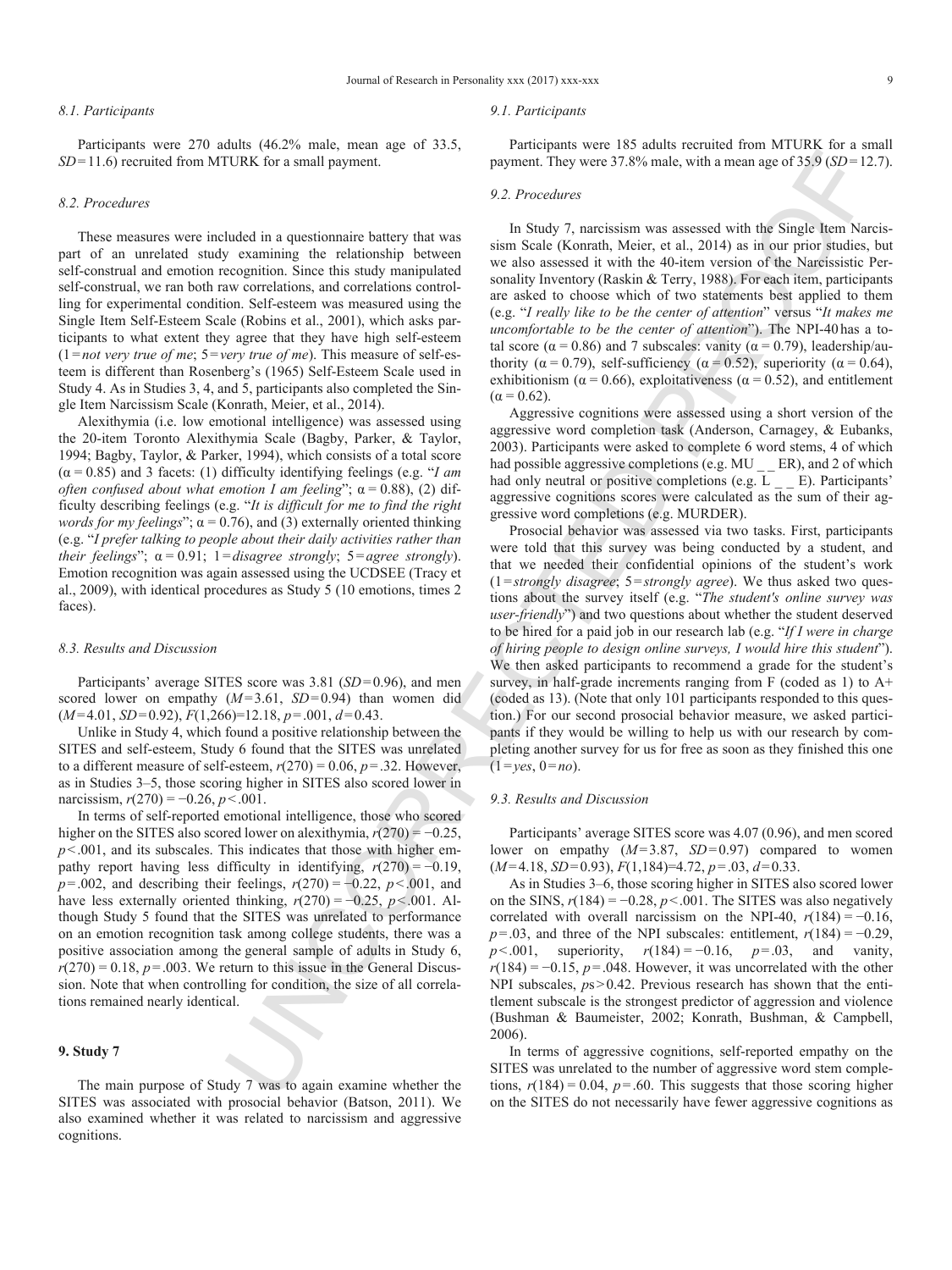### 8.1. Participants

Participants were 270 adults (46.2% male, mean age of 33.5, $SD = 11.6$) recruited from MTURK for a small payment.

### 8.2. Procedures

These measures were included in a questionnaire battery that was part of an unrelated study examining the relationship between self-construal and emotion recognition. Since this study manipulated self-construal, we ran both raw correlations, and correlations controlling for experimental condition. Self-esteem was measured using the Single Item Self-Esteem Scale (Robins et al., 2001), which asks participants to what extent they agree that they have high self-esteem (1 = *not very true of me*; 5 = *very true of me*). This measure of self-esteem is different than Rosenberg's (1965) Self-Esteem Scale used in Study 4. As in Studies 3, 4, and 5, participants also completed the Single Item Narcissism Scale (Konrath, Meier, et al., 2014).

Alexithymia (i.e. low emotional intelligence) was assessed using the 20-item Toronto Alexithymia Scale (Bagby, Parker, & Taylor, 1994; Bagby, Taylor, & Parker, 1994), which consists of a total score ($\alpha = 0.85$) and 3 facets: (1) difficulty identifying feelings (e.g. "*I am often confused about what emotion I am feeling*"; $\alpha = 0.88$), (2) difficulty describing feelings (e.g. "*It is difficult for me to find the right words for my feelings*"; $\alpha = 0.76$), and (3) externally oriented thinking (e.g. "*I prefer talking to people about their daily activities rather than their feelings*"; $\alpha = 0.91$; 1 = *disagree strongly*; 5 = *agree strongly*). Emotion recognition was again assessed using the UCDSEE (Tracy et al., 2009), with identical procedures as Study 5 (10 emotions, times 2 faces).

### 8.3. Results and Discussion

Participants' average SITES score was 3.81 ($SD = 0.96$), and men scored lower on empathy ($M = 3.61$, $SD = 0.94$) than women did ($M = 4.01$, $SD = 0.92$), $F(1,266) = 12.18$, $p = .001$, $d = 0.43$.

Unlike in Study 4, which found a positive relationship between the SITES and self-esteem, Study 6 found that the SITES was unrelated to a different measure of self-esteem, $r(270) = 0.06$, $p = .32$. However, as in Studies 3–5, those scoring higher in SITES also scored lower in narcissism, $r(270) = -0.26$, $p < .001$.

In terms of self-reported emotional intelligence, those who scored higher on the SITES also scored lower on alexithymia, $r(270) = -0.25$, $p < .001$, and its subscales. This indicates that those with higher empathy report having less difficulty in identifying, $r(270) = -0.19$, $p = .002$, and describing their feelings, $r(270) = -0.22$, $p < .001$, and have less externally oriented thinking, $r(270) = -0.25$, $p < .001$. Although Study 5 found that the SITES was unrelated to performance on an emotion recognition task among college students, there was a positive association among the general sample of adults in Study 6, $r(270) = 0.18$, $p = .003$. We return to this issue in the General Discussion. Note that when controlling for condition, the size of all correlations remained nearly identical.

## 9. Study 7

The main purpose of Study 7 was to again examine whether the SITES was associated with prosocial behavior (Batson, 2011). We also examined whether it was related to narcissism and aggressive cognitions.

### 9.1. Participants

Participants were 185 adults recruited from MTURK for a small payment. They were 37.8% male, with a mean age of 35.9 ($SD = 12.7$).

### 9.2. Procedures

In Study 7, narcissism was assessed with the Single Item Narcissism Scale (Konrath, Meier, et al., 2014) as in our prior studies, but we also assessed it with the 40-item version of the Narcissistic Personality Inventory (Raskin & Terry, 1988). For each item, participants are asked to choose which of two statements best applied to them (e.g. "*I really like to be the center of attention*" versus "*It makes me uncomfortable to be the center of attention*"). The NPI-40 has a total score ($\alpha = 0.86$) and 7 subscales: vanity ($\alpha = 0.79$), leadership/authority ($\alpha = 0.79$), self-sufficiency ($\alpha = 0.52$), superiority ($\alpha = 0.64$), exhibitionism ($\alpha = 0.66$), exploitativeness ($\alpha = 0.52$), and entitlement ($\alpha = 0.62$).

Aggressive cognitions were assessed using a short version of the aggressive word completion task (Anderson, Carnagey, & Eubanks, 2003). Participants were asked to complete 6 word stems, 4 of which had possible aggressive completions (e.g. MU _ _ ER), and 2 of which had only neutral or positive completions (e.g. L _ _ E). Participants' aggressive cognitions scores were calculated as the sum of their aggressive word completions (e.g. MURDER).

Prosocial behavior was assessed via two tasks. First, participants were told that this survey was being conducted by a student, and that we needed their confidential opinions of the student's work (1 = *strongly disagree*; 5 = *strongly agree*). We thus asked two questions about the survey itself (e.g. "*The student's online survey was user-friendly*") and two questions about whether the student deserved to be hired for a paid job in our research lab (e.g. "*If I were in charge of hiring people to design online surveys, I would hire this student*"). We then asked participants to recommend a grade for the student's survey, in half-grade increments ranging from F (coded as 1) to A+ (coded as 13). (Note that only 101 participants responded to this question.) For our second prosocial behavior measure, we asked participants if they would be willing to help us with our research by completing another survey for us for free as soon as they finished this one (1 = *yes*, 0 = *no*).

### 9.3. Results and Discussion

Participants' average SITES score was 4.07 (0.96), and men scored lower on empathy ($M = 3.87$, $SD = 0.97$) compared to women ($M = 4.18$, $SD = 0.93$), $F(1,184) = 4.72$, $p = .03$, $d = 0.33$.

As in Studies 3–6, those scoring higher in SITES also scored lower on the SINS, $r(184) = -0.28$, $p < .001$. The SITES was also negatively correlated with overall narcissism on the NPI-40, $r(184) = -0.16$, $p = .03$, and three of the NPI subscales: entitlement, $r(184) = -0.29$, $p < .001$, superiority, $r(184) = -0.16$, $p = .03$, and vanity, $r(184) = -0.15$, $p = .048$. However, it was uncorrelated with the other NPI subscales, $ps > 0.42$. Previous research has shown that the entitlement subscale is the strongest predictor of aggression and violence (Bushman & Baumeister, 2002; Konrath, Bushman, & Campbell, 2006).

In terms of aggressive cognitions, self-reported empathy on the SITES was unrelated to the number of aggressive word stem completions, $r(184) = 0.04$, $p = .60$. This suggests that those scoring higher on the SITES do not necessarily have fewer aggressive cognitions as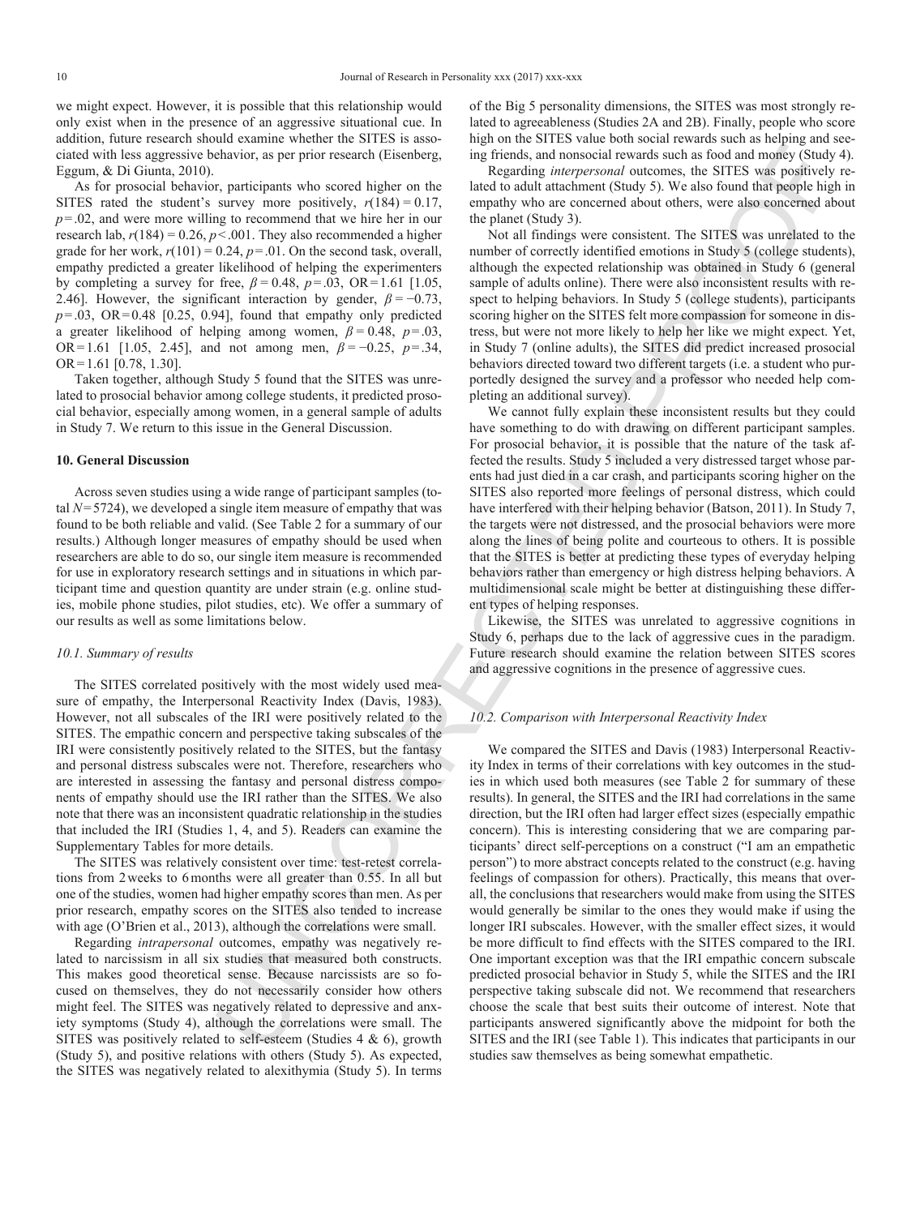we might expect. However, it is possible that this relationship would only exist when in the presence of an aggressive situational cue. In addition, future research should examine whether the SITES is associated with less aggressive behavior, as per prior research (Eisenberg, Eggum, & Di Giunta, 2010).

As for prosocial behavior, participants who scored higher on the SITES rated the student's survey more positively, $r(184) = 0.17$, $p = .02$, and were more willing to recommend that we hire her in our research lab, $r(184) = 0.26$, $p < .001$. They also recommended a higher grade for her work, $r(101) = 0.24$, $p = .01$. On the second task, overall, empathy predicted a greater likelihood of helping the experimenters by completing a survey for free, $\beta = 0.48$, $p = .03$, OR = 1.61 [1.05, 2.46]. However, the significant interaction by gender, $\beta = -0.73$, $p = .03$, OR = 0.48 [0.25, 0.94], found that empathy only predicted a greater likelihood of helping among women, $\beta = 0.48$, $p = .03$, OR = 1.61 [1.05, 2.45], and not among men, $\beta = -0.25$, $p = .34$, OR = 1.61 [0.78, 1.30].

Taken together, although Study 5 found that the SITES was unrelated to prosocial behavior among college students, it predicted prosocial behavior, especially among women, in a general sample of adults in Study 7. We return to this issue in the General Discussion.

## 10. General Discussion

Across seven studies using a wide range of participant samples (total $N = 5724$), we developed a single item measure of empathy that was found to be both reliable and valid. (See Table 2 for a summary of our results.) Although longer measures of empathy should be used when researchers are able to do so, our single item measure is recommended for use in exploratory research settings and in situations in which participant time and question quantity are under strain (e.g. online studies, mobile phone studies, pilot studies, etc). We offer a summary of our results as well as some limitations below.

### 10.1. Summary of results

The SITES correlated positively with the most widely used measure of empathy, the Interpersonal Reactivity Index (Davis, 1983). However, not all subscales of the IRI were positively related to the SITES. The empathic concern and perspective taking subscales of the IRI were consistently positively related to the SITES, but the fantasy and personal distress subscales were not. Therefore, researchers who are interested in assessing the fantasy and personal distress components of empathy should use the IRI rather than the SITES. We also note that there was an inconsistent quadratic relationship in the studies that included the IRI (Studies 1, 4, and 5). Readers can examine the Supplementary Tables for more details.

The SITES was relatively consistent over time: test-retest correlations from 2 weeks to 6 months were all greater than 0.55. In all but one of the studies, women had higher empathy scores than men. As per prior research, empathy scores on the SITES also tended to increase with age (O'Brien et al., 2013), although the correlations were small.

Regarding *intrapersonal* outcomes, empathy was negatively related to narcissism in all six studies that measured both constructs. This makes good theoretical sense. Because narcissists are so focused on themselves, they do not necessarily consider how others might feel. The SITES was negatively related to depressive and anxiety symptoms (Study 4), although the correlations were small. The SITES was positively related to self-esteem (Studies 4 & 6), growth (Study 5), and positive relations with others (Study 5). As expected, the SITES was negatively related to alexithymia (Study 5). In terms of the Big 5 personality dimensions, the SITES was most strongly related to agreeableness (Studies 2A and 2B). Finally, people who score high on the SITES value both social rewards such as helping and seeing friends, and nonsocial rewards such as food and money (Study 4).

Regarding *interpersonal* outcomes, the SITES was positively related to adult attachment (Study 5). We also found that people high in empathy who are concerned about others, were also concerned about the planet (Study 3).

Not all findings were consistent. The SITES was unrelated to the number of correctly identified emotions in Study 5 (college students), although the expected relationship was obtained in Study 6 (general sample of adults online). There were also inconsistent results with respect to helping behaviors. In Study 5 (college students), participants scoring higher on the SITES felt more compassion for someone in distress, but were not more likely to help her like we might expect. Yet, in Study 7 (online adults), the SITES did predict increased prosocial behaviors directed toward two different targets (i.e. a student who purportedly designed the survey and a professor who needed help completing an additional survey).

We cannot fully explain these inconsistent results but they could have something to do with drawing on different participant samples. For prosocial behavior, it is possible that the nature of the task affected the results. Study 5 included a very distressed target whose parents had just died in a car crash, and participants scoring higher on the SITES also reported more feelings of personal distress, which could have interfered with their helping behavior (Batson, 2011). In Study 7, the targets were not distressed, and the prosocial behaviors were more along the lines of being polite and courteous to others. It is possible that the SITES is better at predicting these types of everyday helping behaviors rather than emergency or high distress helping behaviors. A multidimensional scale might be better at distinguishing these different types of helping responses.

Likewise, the SITES was unrelated to aggressive cognitions in Study 6, perhaps due to the lack of aggressive cues in the paradigm. Future research should examine the relation between SITES scores and aggressive cognitions in the presence of aggressive cues.

### 10.2. Comparison with Interpersonal Reactivity Index

We compared the SITES and Davis (1983) Interpersonal Reactivity Index in terms of their correlations with key outcomes in the studies in which used both measures (see Table 2 for summary of these results). In general, the SITES and the IRI had correlations in the same direction, but the IRI often had larger effect sizes (especially empathic concern). This is interesting considering that we are comparing participants' direct self-perceptions on a construct ("I am an empathetic person") to more abstract concepts related to the construct (e.g. having feelings of compassion for others). Practically, this means that overall, the conclusions that researchers would make from using the SITES would generally be similar to the ones they would make if using the longer IRI subscales. However, with the smaller effect sizes, it would be more difficult to find effects with the SITES compared to the IRI. One important exception was that the IRI empathic concern subscale predicted prosocial behavior in Study 5, while the SITES and the IRI perspective taking subscale did not. We recommend that researchers choose the scale that best suits their outcome of interest. Note that participants answered significantly above the midpoint for both the SITES and the IRI (see Table 1). This indicates that participants in our studies saw themselves as being somewhat empathetic.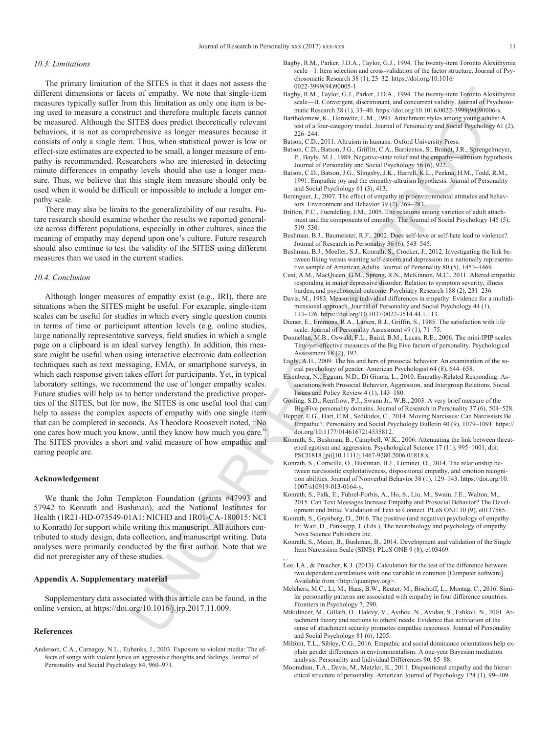### 10.3. Limitations

The primary limitation of the SITES is that it does not assess the different dimensions or facets of empathy. We note that single-item measures typically suffer from this limitation as only one item is being used to measure a construct and therefore multiple facets cannot be measured. Although the SITES does predict theoretically relevant behaviors, it is not as comprehensive as longer measures because it consists of only a single item. Thus, when statistical power is low or effect-size estimates are expected to be small, a longer measure of empathy is recommended. Researchers who are interested in detecting minute differences in empathy levels should also use a longer measure. Thus, we believe that this single item measure should only be used when it would be difficult or impossible to include a longer empathy scale.

There may also be limits to the generalizability of our results. Future research should examine whether the results we reported generalize across different populations, especially in other cultures, since the meaning of empathy may depend upon one's culture. Future research should also continue to test the validity of the SITES using different measures than we used in the current studies.

### 10.4. Conclusion

Although longer measures of empathy exist (e.g., IRI), there are situations when the SITES might be useful. For example, single-item scales can be useful for studies in which every single question counts in terms of time or participant attention levels (e.g. online studies, large nationally representative surveys, field studies in which a single page on a clipboard is an ideal survey length). In addition, this measure might be useful when using interactive electronic data collection techniques such as text messaging, EMA, or smartphone surveys, in which each response given takes effort for participants. Yet, in typical laboratory settings, we recommend the use of longer empathy scales. Future studies will help us to better understand the predictive properties of the SITES, but for now, the SITES is one useful tool that can help to assess the complex aspects of empathy with one single item that can be completed in seconds. As Theodore Roosevelt noted, "No one cares how much you know, until they know how much you care." The SITES provides a short and valid measure of how empathic and caring people are.

## Acknowledgement

We thank the John Templeton Foundation (grants #47993 and 57942 to Konrath and Bushman), and the National Institutes for Health (1R21-HD-073549-01A1: NICHD and 1R01-CA-180015: NCI to Konrath) for support while writing this manuscript. All authors contributed to study design, data collection, and manuscript writing. Data analyses were primarily conducted by the first author. Note that we did not preregister any of these studies.

## Appendix A. Supplementary material

Supplementary data associated with this article can be found, in the online version, at https://doi.org/10.1016/j.jrp.2017.11.009.

## References

Anderson, C.A., Carnagey, N.L., Eubanks, J., 2003. Exposure to violent media: The effects of songs with violent lyrics on aggressive thoughts and feelings. Journal of Personality and Social Psychology 84, 960–971.

Bagby, R.M., Parker, J.D.A., Taylor, G.J., 1994. The twenty-item Toronto Alexithymia scale—I. Item selection and cross-validation of the factor structure. Journal of Psychosomatic Research 38 (1), 23–32. https://doi.org/10.1016/0022-3999(94)90005-1.

Bagby, R.M., Taylor, G.J., Parker, J.D.A., 1994. The twenty-item Toronto Alexithymia scale—II. Convergent, discriminant, and concurrent validity. Journal of Psychosomatic Research 38 (1), 33–40. https://doi.org/10.1016/0022-3999(94)90006-x.

Bartholomew, K., Horowitz, L.M., 1991. Attachment styles among young adults: A test of a four-category model. Journal of Personality and Social Psychology 61 (2), 226–244.

Batson, C.D., 2011. Altruism in humans. Oxford University Press.

Batson, C.D., Batson, J.G., Griffitt, C.A., Barrientos, S., Brandt, J.R., Sprengelmeyer, P., Bayly, M.J., 1989. Negative-state relief and the empathy—altruism hypothesis. Journal of Personality and Social Psychology 56 (6), 922.

Batson, C.D., Batson, J.G., Slingsby, J.K., Harrell, K.L., Peekna, H.M., Todd, R.M., 1991. Empathic joy and the empathy-altruism hypothesis. Journal of Personality and Social Psychology 61 (3), 413.

Berenguer, J., 2007. The effect of empathy in proenvironmental attitudes and behaviors. Environment and Behavior 39 (2), 269–283.

Britton, P.C., Fuendeling, J.M., 2005. The relations among varieties of adult attachment and the components of empathy. The Journal of Social Psychology 145 (5), 519–530.

Bushman, B.J., Baumeister, R.F., 2002. Does self-love or self-hate lead to violence?. Journal of Research in Personality 36 (6), 543–545.

Bushman, B.J., Moeller, S.J., Konrath, S., Crocker, J., 2012. Investigating the link between liking versus wanting self-esteem and depression in a nationally representative sample of American Adults. Journal of Personality 80 (5), 1453–1469.

Cusi, A.M., MacQueen, G.M., Spreng, R.N., McKinnon, M.C., 2011. Altered empathic responding in major depressive disorder: Relation to symptom severity, illness burden, and psychosocial outcome. Psychiatry Research 188 (2), 231–236.

Davis, M., 1983. Measuring individual differences in empathy: Evidence for a multidimensional approach. Journal of Personality and Social Psychology 44 (1), 113–126. https://doi.org/10.1037/0022-3514.44.1.113.

Diener, E., Emmons, R.A., Larsen, R.J., Griffin, S., 1985. The satisfaction with life scale. Journal of Personality Assessment 49 (1), 71–75.

Donnellan, M.B., Oswald, F.L., Baird, B.M., Lucas, R.E., 2006. The mini-IPIP scales: Tiny-yet-effective measures of the Big Five factors of personality. Psychological Assessment 18 (2), 192.

Eagly, A.H., 2009. The his and hers of prosocial behavior: An examination of the social psychology of gender. American Psychologist 64 (8), 644–658.

Eisenberg, N., Eggum, N.D., Di Giunta, L., 2010. Empathy-Related Responding: Associations with Prosocial Behavior, Aggression, and Intergroup Relations. Social Issues and Policy Review 4 (1), 143–180.

Gosling, S.D., Rentfrow, P.J., Swann Jr., W.B., 2003. A very brief measure of the Big-Five personality domains. Journal of Research in Personality 37 (6), 504–528.

Hepper, E.G., Hart, C.M., Sedikides, C., 2014. Moving Narcissus: Can Narcissists Be Empathic?. Personality and Social Psychology Bulletin 40 (9), 1079–1091. https://doi.org/10.1177/0146167214535812.

Konrath, S., Bushman, B., Campbell, W.K., 2006. Attenuating the link between threatened egotism and aggression. Psychological Science 17 (11), 995–1001, doi: PSCI1818 [pii]10.1111/j.1467-9280.2006.01818.x.

Konrath, S., Corneille, O., Bushman, B.J., Luminet, O., 2014. The relationship between narcissistic exploitativeness, dispositional empathy, and emotion recognition abilities. Journal of Nonverbal Behavior 38 (1), 129–143. https://doi.org/10.1007/s10919-013-0164-y.

Konrath, S., Falk, E., Fuhrel-Forbis, A., Ho, S., Liu, M., Swain, J.E., Walton, M., 2015. Can Text Messages Increase Empathy and Prosocial Behavior? The Development and Initial Validation of Text to Connect. PLoS ONE 10 (9), e0137585.

Konrath, S., Grynberg, D., 2016. The positive (and negative) psychology of empathy. In: Watt, D., Panksepp, J. (Eds.), The neurobiology and psychology of empathy. Nova Science Publishers Inc.

Konrath, S., Meier, B., Bushman, B., 2014. Development and validation of the Single Item Narcissism Scale (SINS). PLoS ONE 9 (8), e103469.

, .

Lee, I.A., & Preacher, K.J. (2013). Calculation for the test of the difference between two dependent correlations with one variable in common [Computer software]. Available from <http://quantpsy.org>.

Melchers, M.C., Li, M., Haas, B.W., Reuter, M., Bischoff, L., Montag, C., 2016. Similar personatliy patterns are associated with empathy in four difference countries. Frontiers in Psychology 7, 290.

Mikulincer, M., Gillath, O., Halevy, V., Avihou, N., Avidan, S., Eshkoli, N., 2001. Attachment theory and rections to others' needs: Evidence that activiation of the sense of attachment security promotes empathic responses. Journal of Personality and Social Psychology 81 (6), 1205.

Milfont, T.L., Sibley, C.G., 2016. Empathic and social dominance orientations help explain gender differences in environmentalism: A one-year Bayesian mediation analysis. Personality and Individual Differences 90, 85–88.

Mooradian, T.A., Davis, M., Matzler, K., 2011. Dispositional empathy and the hierarchical structure of personality. American Journal of Psychology 124 (1), 99–109.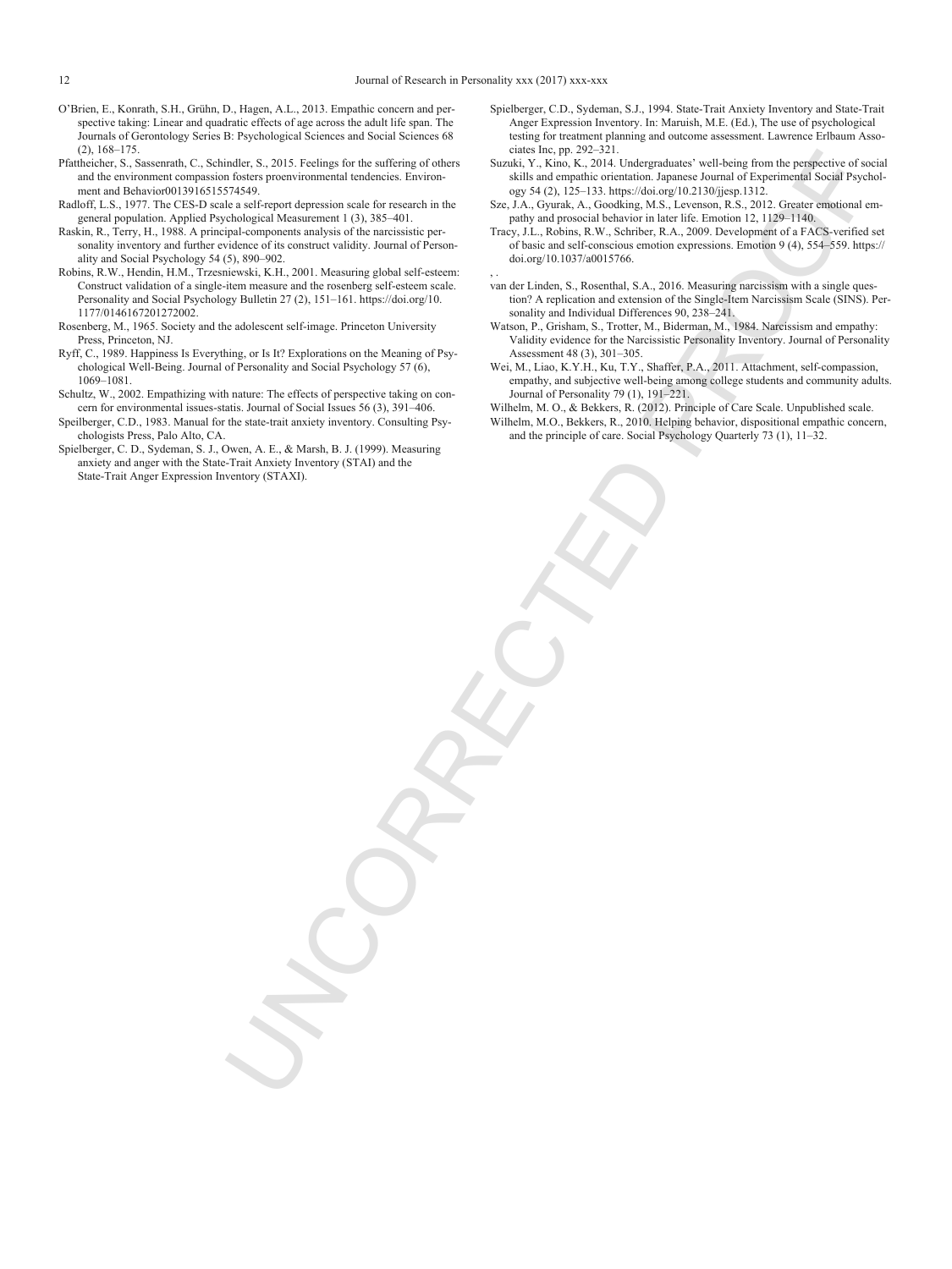O'Brien, E., Konrath, S.H., Grühn, D., Hagen, A.L., 2013. Empathic concern and perspective taking: Linear and quadratic effects of age across the adult life span. The Journals of Gerontology Series B: Psychological Sciences and Social Sciences 68 (2), 168–175.

Pfattheicher, S., Sassenrath, C., Schindler, S., 2015. Feelings for the suffering of others and the environment compassion fosters proenvironmental tendencies. Environment and Behavior0013916515574549.

Radloff, L.S., 1977. The CES-D scale a self-report depression scale for research in the general population. Applied Psychological Measurement 1 (3), 385–401.

Raskin, R., Terry, H., 1988. A principal-components analysis of the narcissistic personality inventory and further evidence of its construct validity. Journal of Personality and Social Psychology 54 (5), 890–902.

Robins, R.W., Hendin, H.M., Trzesniewski, K.H., 2001. Measuring global self-esteem: Construct validation of a single-item measure and the rosenberg self-esteem scale. Personality and Social Psychology Bulletin 27 (2), 151–161. https://doi.org/10.1177/0146167201272002.

Rosenberg, M., 1965. Society and the adolescent self-image. Princeton University Press, Princeton, NJ.

Ryff, C., 1989. Happiness Is Everything, or Is It? Explorations on the Meaning of Psychological Well-Being. Journal of Personality and Social Psychology 57 (6), 1069–1081.

Schultz, W., 2002. Empathizing with nature: The effects of perspective taking on concern for environmental issues-statis. Journal of Social Issues 56 (3), 391–406.

Speilberger, C.D., 1983. Manual for the state-trait anxiety inventory. Consulting Psychologists Press, Palo Alto, CA.

Spielberger, C. D., Sydeman, S. J., Owen, A. E., & Marsh, B. J. (1999). Measuring anxiety and anger with the State-Trait Anxiety Inventory (STAI) and the State-Trait Anger Expression Inventory (STAXI).

Spielberger, C.D., Sydeman, S.J., 1994. State-Trait Anxiety Inventory and State-Trait Anger Expression Inventory. In: Maruish, M.E. (Ed.), The use of psychological testing for treatment planning and outcome assessment. Lawrence Erlbaum Associates Inc, pp. 292–321.

Suzuki, Y., Kino, K., 2014. Undergraduates' well-being from the perspective of social skills and empathic orientation. Japanese Journal of Experimental Social Psychology 54 (2), 125–133. https://doi.org/10.2130/jjesp.1312.

Sze, J.A., Gyurak, A., Goodking, M.S., Levenson, R.S., 2012. Greater emotional empathy and prosocial behavior in later life. Emotion 12, 1129–1140.

Tracy, J.L., Robins, R.W., Schriber, R.A., 2009. Development of a FACS-verified set of basic and self-conscious emotion expressions. Emotion 9 (4), 554–559. https://doi.org/10.1037/a0015766.

, .

van der Linden, S., Rosenthal, S.A., 2016. Measuring narcissism with a single question? A replication and extension of the Single-Item Narcissism Scale (SINS). Personality and Individual Differences 90, 238–241.

Watson, P., Grisham, S., Trotter, M., Biderman, M., 1984. Narcissism and empathy: Validity evidence for the Narcissistic Personality Inventory. Journal of Personality Assessment 48 (3), 301–305.

Wei, M., Liao, K.Y.H., Ku, T.Y., Shaffer, P.A., 2011. Attachment, self-compassion, empathy, and subjective well-being among college students and community adults. Journal of Personality 79 (1), 191–221.

Wilhelm, M. O., & Bekkers, R. (2012). Principle of Care Scale. Unpublished scale.

Wilhelm, M.O., Bekkers, R., 2010. Helping behavior, dispositional empathic concern, and the principle of care. Social Psychology Quarterly 73 (1), 11–32.